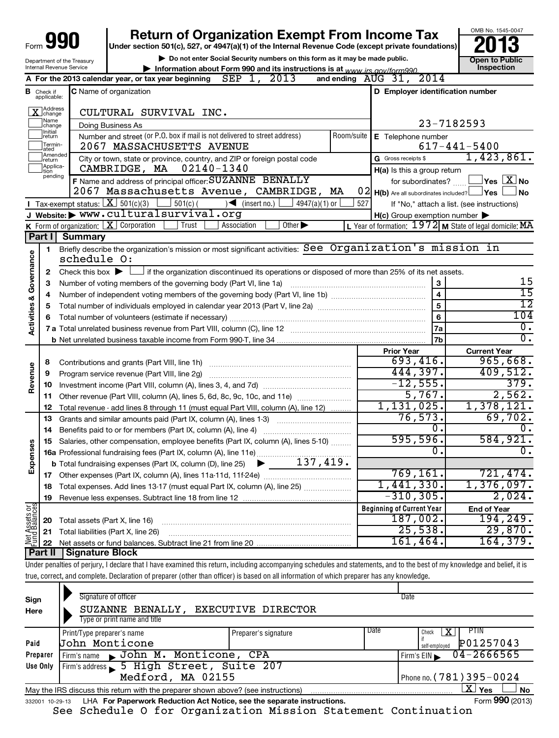Form **990**

# Return of Organization Exempt From Income Tax

**Under section 501(c), 527, or 4947(a)(1) of the Internal Revenue Code (except private foundations)**

▶ Do not enter Social Security numbers on this form as it may be made public.

▶ Information about Form 990 and its instructions is at www.irs.gov/form990.

Department of the Treasury
Internal Revenue Service

OMB No. 1545-0047

**2013**

**Open to Public Inspection**

**A** For the 2013 calendar year, or tax year beginning SEP 1, 2013 and ending AUG 31, 2014

**B** Check if applicable:
- [X] Address change
- [ ] Name change
- [ ] Initial return
- [ ] Terminated
- [ ] Amended return
- [ ] Application pending

**C** Name of organization: CULTURAL SURVIVAL INC.

Doing Business As

Number and street (or P.O. box if mail is not delivered to street address) / Room/suite: 2067 MASSACHUSETTS AVENUE

City or town, state or province, country, and ZIP or foreign postal code: CAMBRIDGE, MA 02140-1340

**D** Employer identification number: 23-7182593

**E** Telephone number: 617-441-5400

**G** Gross receipts $ 1,423,861.

**F** Name and address of principal officer: SUZANNE BENALLY, 2067 Massachusetts Avenue, CAMBRIDGE, MA 02

**H(a)** Is this a group return for subordinates? [ ] Yes [X] No

**H(b)** Are all subordinates included? [ ] Yes [ ] No
If "No," attach a list. (see instructions)

**I** Tax-exempt status: [X] 501(c)(3) [ ] 501(c) ( ) ◀ (insert no.) [ ] 4947(a)(1) or [ ] 527

**J** Website: ▶ www.culturalsurvival.org

**H(c)** Group exemption number ▶

**K** Form of organization: [X] Corporation [ ] Trust [ ] Association [ ] Other ▶

**L** Year of formation: 1972 **M** State of legal domicile: MA

## Part I Summary

**Activities & Governance**

1 Briefly describe the organization's mission or most significant activities: See Organization's mission in schedule O:

2 Check this box ▶ [ ] if the organization discontinued its operations or disposed of more than 25% of its net assets.

| | | | |
|---|---|---|---|
| 3 | Number of voting members of the governing body (Part VI, line 1a) | 3 | 15 |
| 4 | Number of independent voting members of the governing body (Part VI, line 1b) | 4 | 15 |
| 5 | Total number of individuals employed in calendar year 2013 (Part V, line 2a) | 5 | 12 |
| 6 | Total number of volunteers (estimate if necessary) | 6 | 104 |
| 7a | Total unrelated business revenue from Part VIII, column (C), line 12 | 7a | 0. |
| b | Net unrelated business taxable income from Form 990-T, line 34 | 7b | 0. |

| | | | Prior Year | Current Year |
|---|---|---|---|---|
| **Revenue** | 8 | Contributions and grants (Part VIII, line 1h) | 693,416. | 965,668. |
| | 9 | Program service revenue (Part VIII, line 2g) | 444,397. | 409,512. |
| | 10 | Investment income (Part VIII, column (A), lines 3, 4, and 7d) | -12,555. | 379. |
| | 11 | Other revenue (Part VIII, column (A), lines 5, 6d, 8c, 9c, 10c, and 11e) | 5,767. | 2,562. |
| | 12 | Total revenue - add lines 8 through 11 (must equal Part VIII, column (A), line 12) | 1,131,025. | 1,378,121. |
| **Expenses** | 13 | Grants and similar amounts paid (Part IX, column (A), lines 1-3) | 76,573. | 69,702. |
| | 14 | Benefits paid to or for members (Part IX, column (A), line 4) | 0. | 0. |
| | 15 | Salaries, other compensation, employee benefits (Part IX, column (A), lines 5-10) | 595,596. | 584,921. |
| | 16a | Professional fundraising fees (Part IX, column (A), line 11e) | 0. | 0. |
| | b | Total fundraising expenses (Part IX, column (D), line 25) ▶ 137,419. | | |
| | 17 | Other expenses (Part IX, column (A), lines 11a-11d, 11f-24e) | 769,161. | 721,474. |
| | 18 | Total expenses. Add lines 13-17 (must equal Part IX, column (A), line 25) | 1,441,330. | 1,376,097. |
| | 19 | Revenue less expenses. Subtract line 18 from line 12 | -310,305. | 2,024. |

| | | | Beginning of Current Year | End of Year |
|---|---|---|---|---|
| **Net Assets or Fund Balances** | 20 | Total assets (Part X, line 16) | 187,002. | 194,249. |
| | 21 | Total liabilities (Part X, line 26) | 25,538. | 29,870. |
| | 22 | Net assets or fund balances. Subtract line 21 from line 20 | 161,464. | 164,379. |

## Part II Signature Block

Under penalties of perjury, I declare that I have examined this return, including accompanying schedules and statements, and to the best of my knowledge and belief, it is true, correct, and complete. Declaration of preparer (other than officer) is based on all information of which preparer has any knowledge.

**Sign Here**

Signature of officer ▶ Date

SUZANNE BENALLY, EXECUTIVE DIRECTOR
Type or print name and title

**Paid Preparer Use Only**

| Print/Type preparer's name | Preparer's signature | Date | Check [X] if self-employed | PTIN |
|---|---|---|---|---|
| John Monticone | | | | P01257043 |

Firm's name ▶ John M. Monticone, CPA — Firm's EIN ▶ 04-2666565

Firm's address ▶ 5 High Street, Suite 207, Medford, MA 02155 — Phone no. (781)395-0024

May the IRS discuss this return with the preparer shown above? (see instructions) [X] Yes [ ] No

332001 10-29-13 LHA For Paperwork Reduction Act Notice, see the separate instructions. Form **990** (2013)

See Schedule O for Organization Mission Statement Continuation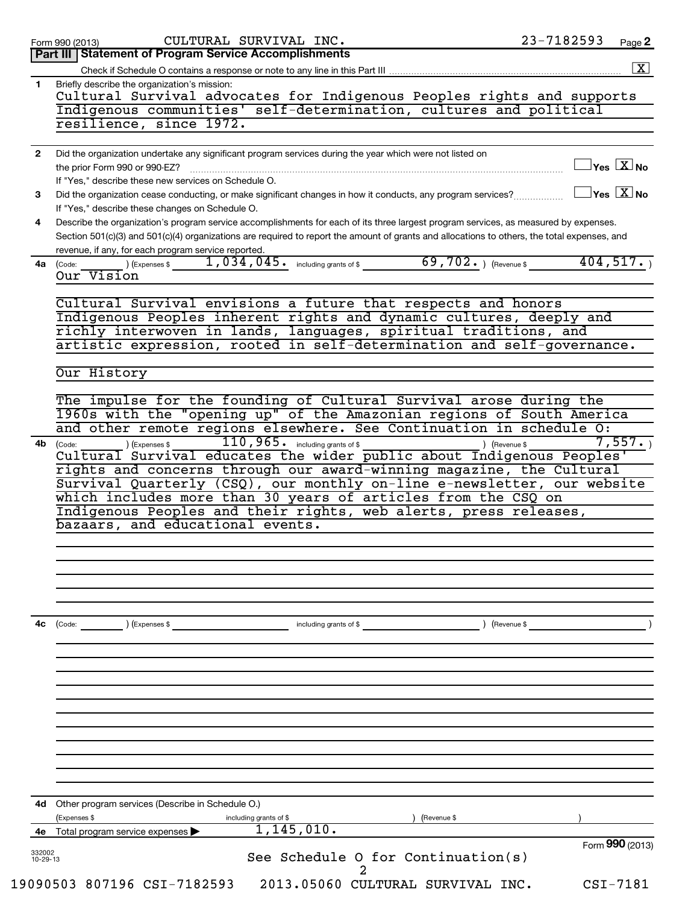Form 990 (2013) CULTURAL SURVIVAL INC. 23-7182593 Page 2

## Part III | Statement of Program Service Accomplishments

Check if Schedule O contains a response or note to any line in this Part III .......... [X]

**1** Briefly describe the organization's mission:

Cultural Survival advocates for Indigenous Peoples rights and supports Indigenous communities' self-determination, cultures and political resilience, since 1972.

**2** Did the organization undertake any significant program services during the year which were not listed on the prior Form 990 or 990-EZ? .......... [ ] Yes [X] No

If "Yes," describe these new services on Schedule O.

**3** Did the organization cease conducting, or make significant changes in how it conducts, any program services? .......... [ ] Yes [X] No

If "Yes," describe these changes on Schedule O.

**4** Describe the organization's program service accomplishments for each of its three largest program services, as measured by expenses. Section 501(c)(3) and 501(c)(4) organizations are required to report the amount of grants and allocations to others, the total expenses, and revenue, if any, for each program service reported.

**4a** (Code: ) (Expenses $ 1,034,045. including grants of $ 69,702. ) (Revenue $ 404,517. )

Our Vision

Cultural Survival envisions a future that respects and honors Indigenous Peoples inherent rights and dynamic cultures, deeply and richly interwoven in lands, languages, spiritual traditions, and artistic expression, rooted in self-determination and self-governance.

Our History

The impulse for the founding of Cultural Survival arose during the 1960s with the "opening up" of the Amazonian regions of South America and other remote regions elsewhere. See Continuation in schedule O:

**4b** (Code: ) (Expenses $ 110,965. including grants of $ ) (Revenue $ 7,557. )

Cultural Survival educates the wider public about Indigenous Peoples' rights and concerns through our award-winning magazine, the Cultural Survival Quarterly (CSQ), our monthly on-line e-newsletter, our website which includes more than 30 years of articles from the CSQ on Indigenous Peoples and their rights, web alerts, press releases, bazaars, and educational events.

**4c** (Code: ) (Expenses $ including grants of $ ) (Revenue $ )

**4d** Other program services (Describe in Schedule O.)

(Expenses $ including grants of $ ) (Revenue $ )

**4e** Total program service expenses ▶ 1,145,010.

See Schedule O for Continuation(s)

Form **990** (2013)

332002 10-29-13

19090503 807196 CSI-7182593 2013.05060 CULTURAL SURVIVAL INC. CSI-7181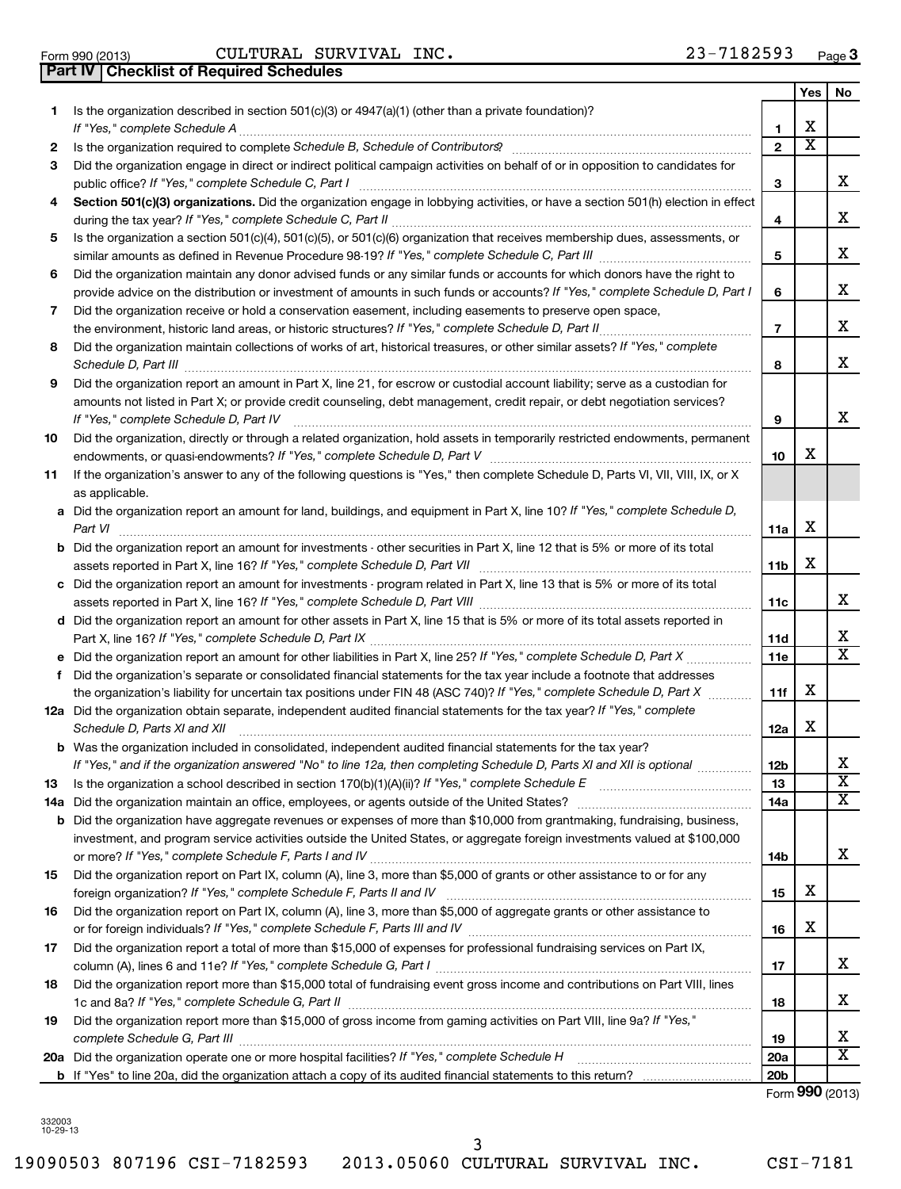Form 990 (2013) CULTURAL SURVIVAL INC. 23-7182593 Page 3

**Part IV | Checklist of Required Schedules**

| | | | Yes | No |
|---|---|---|---|---|
| 1 | Is the organization described in section 501(c)(3) or 4947(a)(1) (other than a private foundation)? *If "Yes," complete Schedule A* | 1 | X | |
| 2 | Is the organization required to complete *Schedule B, Schedule of Contributors*? | 2 | X | |
| 3 | Did the organization engage in direct or indirect political campaign activities on behalf of or in opposition to candidates for public office? *If "Yes," complete Schedule C, Part I* | 3 | | X |
| 4 | **Section 501(c)(3) organizations.** Did the organization engage in lobbying activities, or have a section 501(h) election in effect during the tax year? *If "Yes," complete Schedule C, Part II* | 4 | | X |
| 5 | Is the organization a section 501(c)(4), 501(c)(5), or 501(c)(6) organization that receives membership dues, assessments, or similar amounts as defined in Revenue Procedure 98-19? *If "Yes," complete Schedule C, Part III* | 5 | | X |
| 6 | Did the organization maintain any donor advised funds or any similar funds or accounts for which donors have the right to provide advice on the distribution or investment of amounts in such funds or accounts? *If "Yes," complete Schedule D, Part I* | 6 | | X |
| 7 | Did the organization receive or hold a conservation easement, including easements to preserve open space, the environment, historic land areas, or historic structures? *If "Yes," complete Schedule D, Part II* | 7 | | X |
| 8 | Did the organization maintain collections of works of art, historical treasures, or other similar assets? *If "Yes," complete Schedule D, Part III* | 8 | | X |
| 9 | Did the organization report an amount in Part X, line 21, for escrow or custodial account liability; serve as a custodian for amounts not listed in Part X; or provide credit counseling, debt management, credit repair, or debt negotiation services? *If "Yes," complete Schedule D, Part IV* | 9 | | X |
| 10 | Did the organization, directly or through a related organization, hold assets in temporarily restricted endowments, permanent endowments, or quasi-endowments? *If "Yes," complete Schedule D, Part V* | 10 | X | |
| 11 | If the organization's answer to any of the following questions is "Yes," then complete Schedule D, Parts VI, VII, VIII, IX, or X as applicable. | | | |
| a | Did the organization report an amount for land, buildings, and equipment in Part X, line 10? *If "Yes," complete Schedule D, Part VI* | 11a | X | |
| b | Did the organization report an amount for investments - other securities in Part X, line 12 that is 5% or more of its total assets reported in Part X, line 16? *If "Yes," complete Schedule D, Part VII* | 11b | X | |
| c | Did the organization report an amount for investments - program related in Part X, line 13 that is 5% or more of its total assets reported in Part X, line 16? *If "Yes," complete Schedule D, Part VIII* | 11c | | X |
| d | Did the organization report an amount for other assets in Part X, line 15 that is 5% or more of its total assets reported in Part X, line 16? *If "Yes," complete Schedule D, Part IX* | 11d | | X |
| e | Did the organization report an amount for other liabilities in Part X, line 25? *If "Yes," complete Schedule D, Part X* | 11e | | X |
| f | Did the organization's separate or consolidated financial statements for the tax year include a footnote that addresses the organization's liability for uncertain tax positions under FIN 48 (ASC 740)? *If "Yes," complete Schedule D, Part X* | 11f | X | |
| 12a | Did the organization obtain separate, independent audited financial statements for the tax year? *If "Yes," complete Schedule D, Parts XI and XII* | 12a | X | |
| b | Was the organization included in consolidated, independent audited financial statements for the tax year? *If "Yes," and if the organization answered "No" to line 12a, then completing Schedule D, Parts XI and XII is optional* | 12b | | X |
| 13 | Is the organization a school described in section 170(b)(1)(A)(ii)? *If "Yes," complete Schedule E* | 13 | | X |
| 14a | Did the organization maintain an office, employees, or agents outside of the United States? | 14a | | X |
| b | Did the organization have aggregate revenues or expenses of more than $10,000 from grantmaking, fundraising, business, investment, and program service activities outside the United States, or aggregate foreign investments valued at $100,000 or more? *If "Yes," complete Schedule F, Parts I and IV* | 14b | | X |
| 15 | Did the organization report on Part IX, column (A), line 3, more than $5,000 of grants or other assistance to or for any foreign organization? *If "Yes," complete Schedule F, Parts II and IV* | 15 | X | |
| 16 | Did the organization report on Part IX, column (A), line 3, more than $5,000 of aggregate grants or other assistance to or for foreign individuals? *If "Yes," complete Schedule F, Parts III and IV* | 16 | X | |
| 17 | Did the organization report a total of more than $15,000 of expenses for professional fundraising services on Part IX, column (A), lines 6 and 11e? *If "Yes," complete Schedule G, Part I* | 17 | | X |
| 18 | Did the organization report more than $15,000 total of fundraising event gross income and contributions on Part VIII, lines 1c and 8a? *If "Yes," complete Schedule G, Part II* | 18 | | X |
| 19 | Did the organization report more than $15,000 of gross income from gaming activities on Part VIII, line 9a? *If "Yes," complete Schedule G, Part III* | 19 | | X |
| 20a | Did the organization operate one or more hospital facilities? *If "Yes," complete Schedule H* | 20a | | X |
| b | If "Yes" to line 20a, did the organization attach a copy of its audited financial statements to this return? | 20b | | |

Form **990** (2013)

332003 10-29-13

19090503 807196 CSI-7182593 2013.05060 CULTURAL SURVIVAL INC. CSI-7181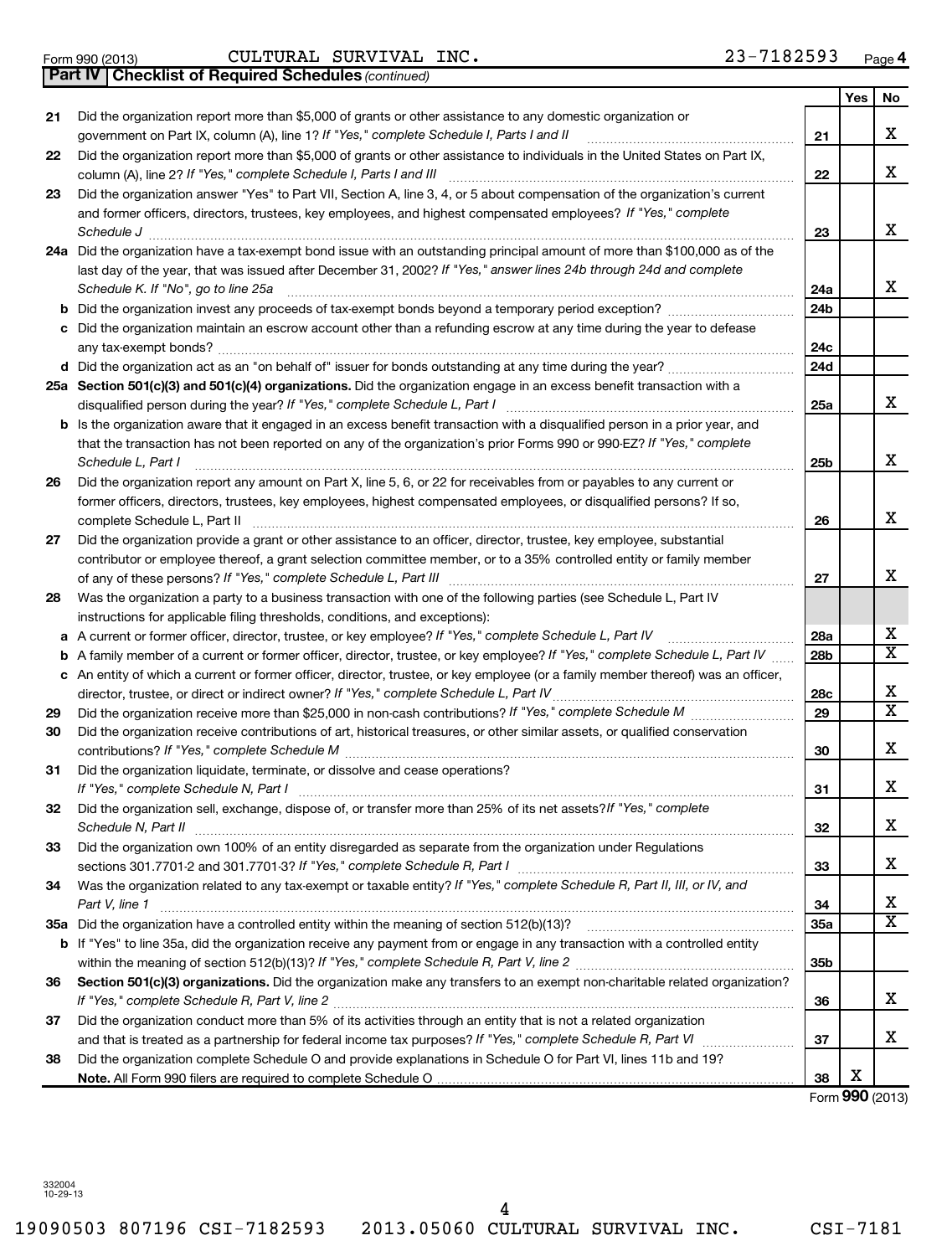Form 990 (2013) CULTURAL SURVIVAL INC. 23-7182593 Page 4

**Part IV Checklist of Required Schedules** *(continued)*

| | | | Yes | No |
|---|---|---|---|---|
| 21 | Did the organization report more than $5,000 of grants or other assistance to any domestic organization or government on Part IX, column (A), line 1? *If "Yes," complete Schedule I, Parts I and II* | 21 | | X |
| 22 | Did the organization report more than $5,000 of grants or other assistance to individuals in the United States on Part IX, column (A), line 2? *If "Yes," complete Schedule I, Parts I and III* | 22 | | X |
| 23 | Did the organization answer "Yes" to Part VII, Section A, line 3, 4, or 5 about compensation of the organization's current and former officers, directors, trustees, key employees, and highest compensated employees? *If "Yes," complete Schedule J* | 23 | | X |
| 24a | Did the organization have a tax-exempt bond issue with an outstanding principal amount of more than $100,000 as of the last day of the year, that was issued after December 31, 2002? *If "Yes," answer lines 24b through 24d and complete Schedule K. If "No", go to line 25a* | 24a | | X |
| b | Did the organization invest any proceeds of tax-exempt bonds beyond a temporary period exception? | 24b | | |
| c | Did the organization maintain an escrow account other than a refunding escrow at any time during the year to defease any tax-exempt bonds? | 24c | | |
| d | Did the organization act as an "on behalf of" issuer for bonds outstanding at any time during the year? | 24d | | |
| 25a | **Section 501(c)(3) and 501(c)(4) organizations.** Did the organization engage in an excess benefit transaction with a disqualified person during the year? *If "Yes," complete Schedule L, Part I* | 25a | | X |
| b | Is the organization aware that it engaged in an excess benefit transaction with a disqualified person in a prior year, and that the transaction has not been reported on any of the organization's prior Forms 990 or 990-EZ? *If "Yes," complete Schedule L, Part I* | 25b | | X |
| 26 | Did the organization report any amount on Part X, line 5, 6, or 22 for receivables from or payables to any current or former officers, directors, trustees, key employees, highest compensated employees, or disqualified persons? If so, complete Schedule L, Part II | 26 | | X |
| 27 | Did the organization provide a grant or other assistance to an officer, director, trustee, key employee, substantial contributor or employee thereof, a grant selection committee member, or to a 35% controlled entity or family member of any of these persons? *If "Yes," complete Schedule L, Part III* | 27 | | X |
| 28 | Was the organization a party to a business transaction with one of the following parties (see Schedule L, Part IV instructions for applicable filing thresholds, conditions, and exceptions): | | | |
| a | A current or former officer, director, trustee, or key employee? *If "Yes," complete Schedule L, Part IV* | 28a | | X |
| b | A family member of a current or former officer, director, trustee, or key employee? *If "Yes," complete Schedule L, Part IV* | 28b | | X |
| c | An entity of which a current or former officer, director, trustee, or key employee (or a family member thereof) was an officer, director, trustee, or direct or indirect owner? *If "Yes," complete Schedule L, Part IV* | 28c | | X |
| 29 | Did the organization receive more than $25,000 in non-cash contributions? *If "Yes," complete Schedule M* | 29 | | X |
| 30 | Did the organization receive contributions of art, historical treasures, or other similar assets, or qualified conservation contributions? *If "Yes," complete Schedule M* | 30 | | X |
| 31 | Did the organization liquidate, terminate, or dissolve and cease operations? *If "Yes," complete Schedule N, Part I* | 31 | | X |
| 32 | Did the organization sell, exchange, dispose of, or transfer more than 25% of its net assets? *If "Yes," complete Schedule N, Part II* | 32 | | X |
| 33 | Did the organization own 100% of an entity disregarded as separate from the organization under Regulations sections 301.7701-2 and 301.7701-3? *If "Yes," complete Schedule R, Part I* | 33 | | X |
| 34 | Was the organization related to any tax-exempt or taxable entity? *If "Yes," complete Schedule R, Part II, III, or IV, and Part V, line 1* | 34 | | X |
| 35a | Did the organization have a controlled entity within the meaning of section 512(b)(13)? | 35a | | X |
| b | If "Yes" to line 35a, did the organization receive any payment from or engage in any transaction with a controlled entity within the meaning of section 512(b)(13)? *If "Yes," complete Schedule R, Part V, line 2* | 35b | | |
| 36 | **Section 501(c)(3) organizations.** Did the organization make any transfers to an exempt non-charitable related organization? *If "Yes," complete Schedule R, Part V, line 2* | 36 | | X |
| 37 | Did the organization conduct more than 5% of its activities through an entity that is not a related organization and that is treated as a partnership for federal income tax purposes? *If "Yes," complete Schedule R, Part VI* | 37 | | X |
| 38 | Did the organization complete Schedule O and provide explanations in Schedule O for Part VI, lines 11b and 19? **Note.** All Form 990 filers are required to complete Schedule O | 38 | X | |

Form **990** (2013)

332004
10-29-13

19090503 807196 CSI-7182593 2013.05060 CULTURAL SURVIVAL INC. CSI-7181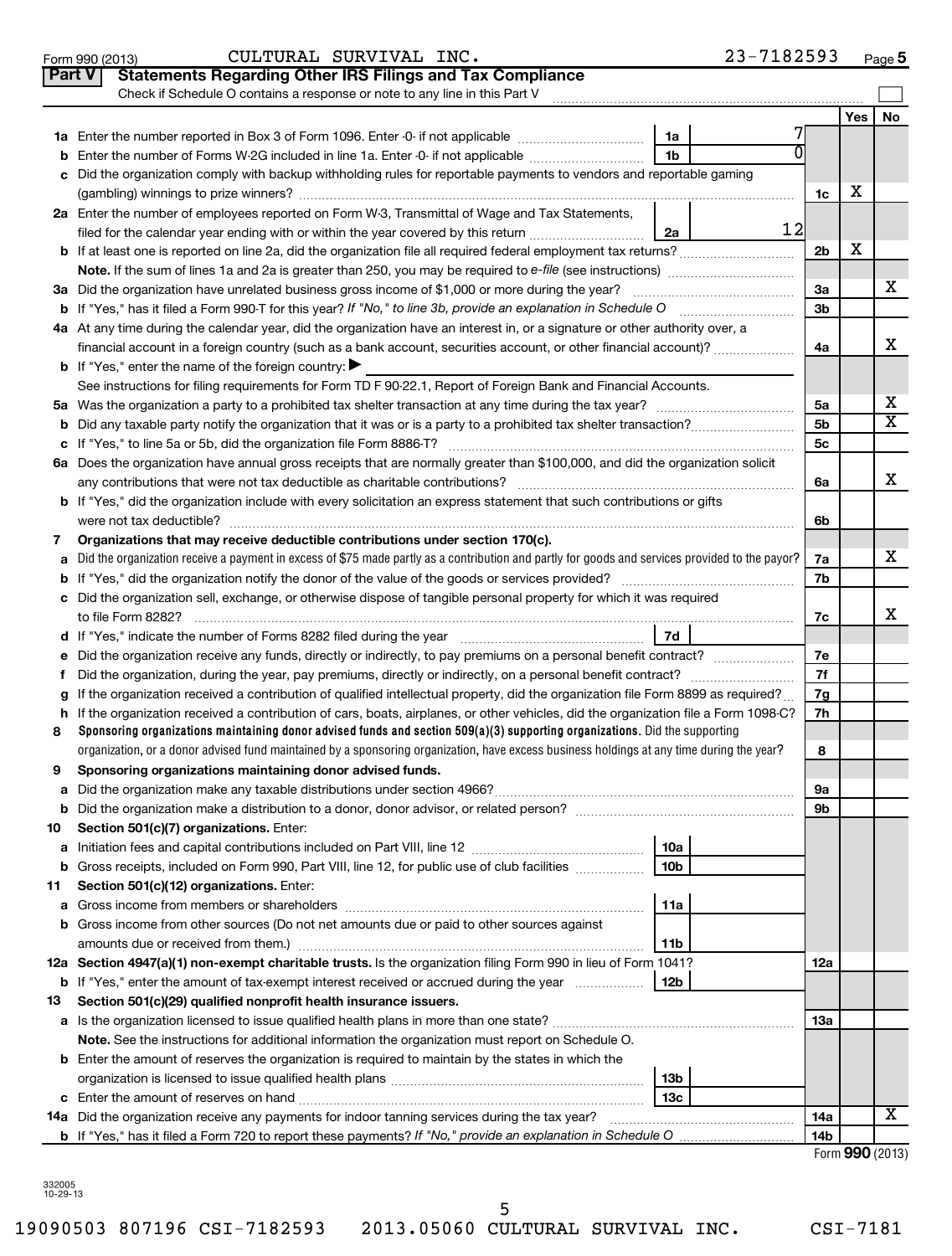Form 990 (2013) CULTURAL SURVIVAL INC. 23-7182593 Page 5

## Part V Statements Regarding Other IRS Filings and Tax Compliance

Check if Schedule O contains a response or note to any line in this Part V

| | | | | | Yes | No |
|---|---|---|---|---|---|---|
| 1a | Enter the number reported in Box 3 of Form 1096. Enter -0- if not applicable | 1a | 7 | | | |
| b | Enter the number of Forms W-2G included in line 1a. Enter -0- if not applicable | 1b | 0 | | | |
| c | Did the organization comply with backup withholding rules for reportable payments to vendors and reportable gaming (gambling) winnings to prize winners? | | | 1c | X | |
| 2a | Enter the number of employees reported on Form W-3, Transmittal of Wage and Tax Statements, filed for the calendar year ending with or within the year covered by this return | 2a | 12 | | | |
| b | If at least one is reported on line 2a, did the organization file all required federal employment tax returns? | | | 2b | X | |
| | **Note.** If the sum of lines 1a and 2a is greater than 250, you may be required to *e-file* (see instructions) | | | | | |
| 3a | Did the organization have unrelated business gross income of $1,000 or more during the year? | | | 3a | | X |
| b | If "Yes," has it filed a Form 990-T for this year? *If "No," to line 3b, provide an explanation in Schedule O* | | | 3b | | |
| 4a | At any time during the calendar year, did the organization have an interest in, or a signature or other authority over, a financial account in a foreign country (such as a bank account, securities account, or other financial account)? | | | 4a | | X |
| b | If "Yes," enter the name of the foreign country: ▶ | | | | | |
| | See instructions for filing requirements for Form TD F 90-22.1, Report of Foreign Bank and Financial Accounts. | | | | | |
| 5a | Was the organization a party to a prohibited tax shelter transaction at any time during the tax year? | | | 5a | | X |
| b | Did any taxable party notify the organization that it was or is a party to a prohibited tax shelter transaction? | | | 5b | | X |
| c | If "Yes," to line 5a or 5b, did the organization file Form 8886-T? | | | 5c | | |
| 6a | Does the organization have annual gross receipts that are normally greater than $100,000, and did the organization solicit any contributions that were not tax deductible as charitable contributions? | | | 6a | | X |
| b | If "Yes," did the organization include with every solicitation an express statement that such contributions or gifts were not tax deductible? | | | 6b | | |
| 7 | **Organizations that may receive deductible contributions under section 170(c).** | | | | | |
| a | Did the organization receive a payment in excess of $75 made partly as a contribution and partly for goods and services provided to the payor? | | | 7a | | X |
| b | If "Yes," did the organization notify the donor of the value of the goods or services provided? | | | 7b | | |
| c | Did the organization sell, exchange, or otherwise dispose of tangible personal property for which it was required to file Form 8282? | | | 7c | | X |
| d | If "Yes," indicate the number of Forms 8282 filed during the year | 7d | | | | |
| e | Did the organization receive any funds, directly or indirectly, to pay premiums on a personal benefit contract? | | | 7e | | |
| f | Did the organization, during the year, pay premiums, directly or indirectly, on a personal benefit contract? | | | 7f | | |
| g | If the organization received a contribution of qualified intellectual property, did the organization file Form 8899 as required? | | | 7g | | |
| h | If the organization received a contribution of cars, boats, airplanes, or other vehicles, did the organization file a Form 1098-C? | | | 7h | | |
| 8 | **Sponsoring organizations maintaining donor advised funds and section 509(a)(3) supporting organizations.** Did the supporting organization, or a donor advised fund maintained by a sponsoring organization, have excess business holdings at any time during the year? | | | 8 | | |
| 9 | **Sponsoring organizations maintaining donor advised funds.** | | | | | |
| a | Did the organization make any taxable distributions under section 4966? | | | 9a | | |
| b | Did the organization make a distribution to a donor, donor advisor, or related person? | | | 9b | | |
| 10 | **Section 501(c)(7) organizations.** Enter: | | | | | |
| a | Initiation fees and capital contributions included on Part VIII, line 12 | 10a | | | | |
| b | Gross receipts, included on Form 990, Part VIII, line 12, for public use of club facilities | 10b | | | | |
| 11 | **Section 501(c)(12) organizations.** Enter: | | | | | |
| a | Gross income from members or shareholders | 11a | | | | |
| b | Gross income from other sources (Do not net amounts due or paid to other sources against amounts due or received from them.) | 11b | | | | |
| 12a | **Section 4947(a)(1) non-exempt charitable trusts.** Is the organization filing Form 990 in lieu of Form 1041? | | | 12a | | |
| b | If "Yes," enter the amount of tax-exempt interest received or accrued during the year | 12b | | | | |
| 13 | **Section 501(c)(29) qualified nonprofit health insurance issuers.** | | | | | |
| a | Is the organization licensed to issue qualified health plans in more than one state? | | | 13a | | |
| | **Note.** See the instructions for additional information the organization must report on Schedule O. | | | | | |
| b | Enter the amount of reserves the organization is required to maintain by the states in which the organization is licensed to issue qualified health plans | 13b | | | | |
| c | Enter the amount of reserves on hand | 13c | | | | |
| 14a | Did the organization receive any payments for indoor tanning services during the tax year? | | | 14a | | X |
| b | If "Yes," has it filed a Form 720 to report these payments? *If "No," provide an explanation in Schedule O* | | | 14b | | |

Form **990** (2013)

332005 10-29-13

19090503 807196 CSI-7182593 2013.05060 CULTURAL SURVIVAL INC. CSI-7181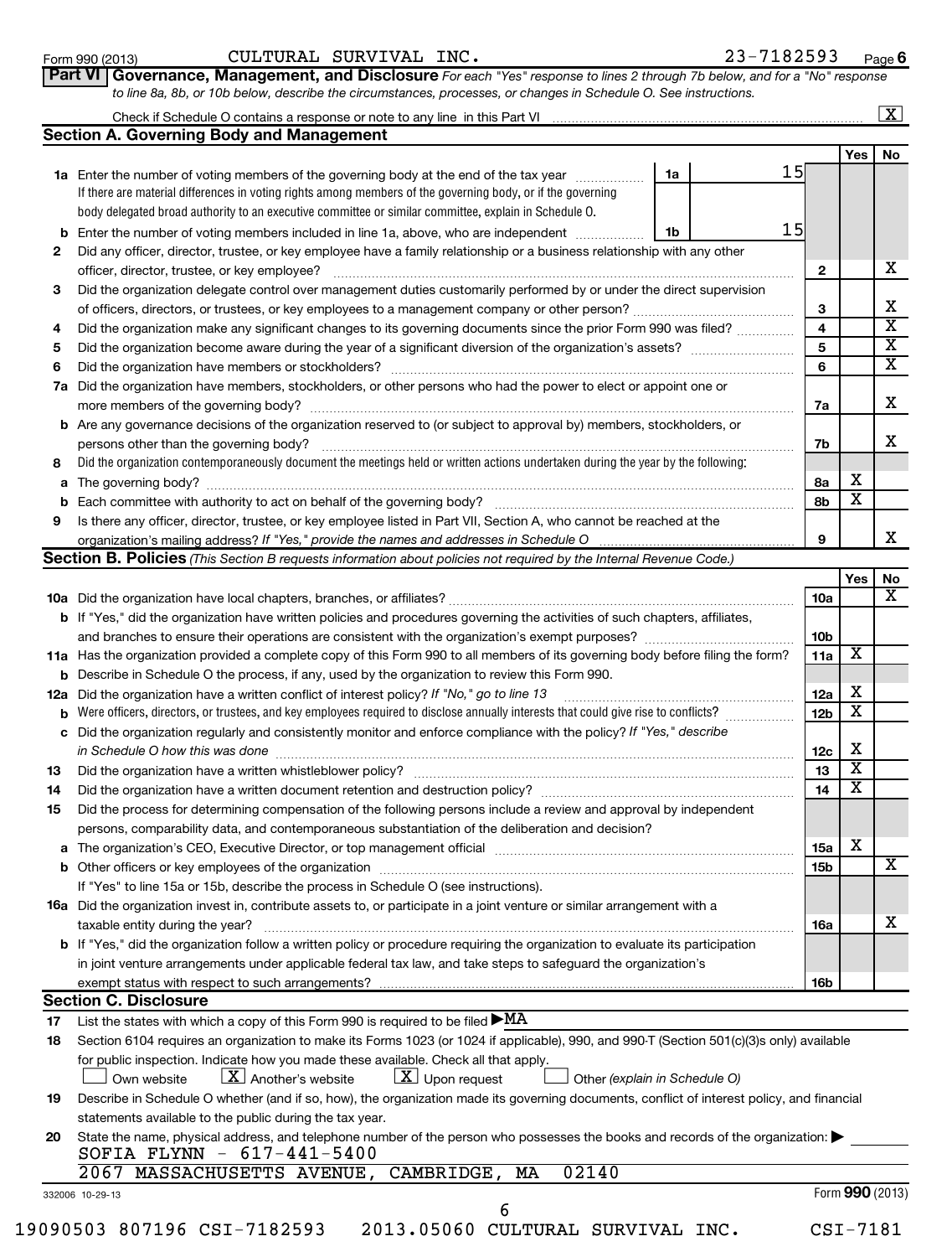Form 990 (2013) CULTURAL SURVIVAL INC. 23-7182593 Page **6**

## Part VI Governance, Management, and Disclosure

*For each "Yes" response to lines 2 through 7b below, and for a "No" response to line 8a, 8b, or 10b below, describe the circumstances, processes, or changes in Schedule O. See instructions.*

Check if Schedule O contains a response or note to any line in this Part VI [X]

### Section A. Governing Body and Management

| | | | | Yes | No |
|---|---|---|---|---|---|
| **1a** | Enter the number of voting members of the governing body at the end of the tax year. If there are material differences in voting rights among members of the governing body, or if the governing body delegated broad authority to an executive committee or similar committee, explain in Schedule O. | 1a: 15 | | | |
| **b** | Enter the number of voting members included in line 1a, above, who are independent | 1b: 15 | | | |
| **2** | Did any officer, director, trustee, or key employee have a family relationship or a business relationship with any other officer, director, trustee, or key employee? | | 2 | | X |
| **3** | Did the organization delegate control over management duties customarily performed by or under the direct supervision of officers, directors, or trustees, or key employees to a management company or other person? | | 3 | | X |
| **4** | Did the organization make any significant changes to its governing documents since the prior Form 990 was filed? | | 4 | | X |
| **5** | Did the organization become aware during the year of a significant diversion of the organization's assets? | | 5 | | X |
| **6** | Did the organization have members or stockholders? | | 6 | | X |
| **7a** | Did the organization have members, stockholders, or other persons who had the power to elect or appoint one or more members of the governing body? | | 7a | | X |
| **b** | Are any governance decisions of the organization reserved to (or subject to approval by) members, stockholders, or persons other than the governing body? | | 7b | | X |
| **8** | Did the organization contemporaneously document the meetings held or written actions undertaken during the year by the following: | | | | |
| **a** | The governing body? | | 8a | X | |
| **b** | Each committee with authority to act on behalf of the governing body? | | 8b | X | |
| **9** | Is there any officer, director, trustee, or key employee listed in Part VII, Section A, who cannot be reached at the organization's mailing address? *If "Yes," provide the names and addresses in Schedule O* | | 9 | | X |

### Section B. Policies *(This Section B requests information about policies not required by the Internal Revenue Code.)*

| | | | Yes | No |
|---|---|---|---|---|
| **10a** | Did the organization have local chapters, branches, or affiliates? | 10a | | X |
| **b** | If "Yes," did the organization have written policies and procedures governing the activities of such chapters, affiliates, and branches to ensure their operations are consistent with the organization's exempt purposes? | 10b | | |
| **11a** | Has the organization provided a complete copy of this Form 990 to all members of its governing body before filing the form? | 11a | X | |
| **b** | Describe in Schedule O the process, if any, used by the organization to review this Form 990. | | | |
| **12a** | Did the organization have a written conflict of interest policy? *If "No," go to line 13* | 12a | X | |
| **b** | Were officers, directors, or trustees, and key employees required to disclose annually interests that could give rise to conflicts? | 12b | X | |
| **c** | Did the organization regularly and consistently monitor and enforce compliance with the policy? *If "Yes," describe in Schedule O how this was done* | 12c | X | |
| **13** | Did the organization have a written whistleblower policy? | 13 | X | |
| **14** | Did the organization have a written document retention and destruction policy? | 14 | X | |
| **15** | Did the process for determining compensation of the following persons include a review and approval by independent persons, comparability data, and contemporaneous substantiation of the deliberation and decision? | | | |
| **a** | The organization's CEO, Executive Director, or top management official | 15a | X | |
| **b** | Other officers or key employees of the organization | 15b | | X |
| | If "Yes" to line 15a or 15b, describe the process in Schedule O (see instructions). | | | |
| **16a** | Did the organization invest in, contribute assets to, or participate in a joint venture or similar arrangement with a taxable entity during the year? | 16a | | X |
| **b** | If "Yes," did the organization follow a written policy or procedure requiring the organization to evaluate its participation in joint venture arrangements under applicable federal tax law, and take steps to safeguard the organization's exempt status with respect to such arrangements? | 16b | | |

### Section C. Disclosure

**17** List the states with which a copy of this Form 990 is required to be filed ▶ MA

**18** Section 6104 requires an organization to make its Forms 1023 (or 1024 if applicable), 990, and 990-T (Section 501(c)(3)s only) available for public inspection. Indicate how you made these available. Check all that apply.

[ ] Own website [X] Another's website [X] Upon request [ ] Other *(explain in Schedule O)*

**19** Describe in Schedule O whether (and if so, how), the organization made its governing documents, conflict of interest policy, and financial statements available to the public during the tax year.

**20** State the name, physical address, and telephone number of the person who possesses the books and records of the organization: ▶

SOFIA FLYNN - 617-441-5400
2067 MASSACHUSETTS AVENUE, CAMBRIDGE, MA 02140

332006 10-29-13 Form **990** (2013)

19090503 807196 CSI-7182593 2013.05060 CULTURAL SURVIVAL INC. CSI-7181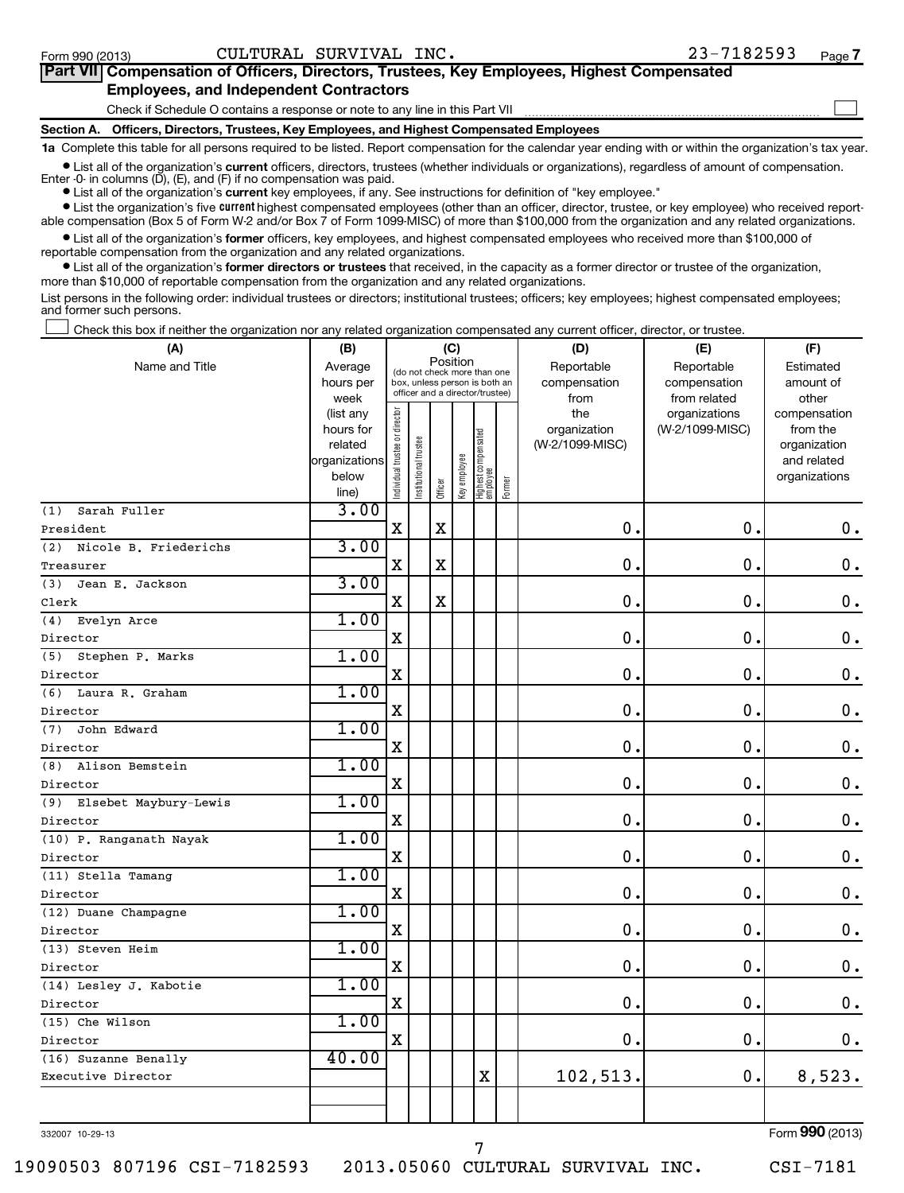Form 990 (2013) CULTURAL SURVIVAL INC. 23-7182593 Page 7

**Part VII** **Compensation of Officers, Directors, Trustees, Key Employees, Highest Compensated Employees, and Independent Contractors**

Check if Schedule O contains a response or note to any line in this Part VII ☐

**Section A. Officers, Directors, Trustees, Key Employees, and Highest Compensated Employees**

**1a** Complete this table for all persons required to be listed. Report compensation for the calendar year ending with or within the organization's tax year.

- List all of the organization's **current** officers, directors, trustees (whether individuals or organizations), regardless of amount of compensation. Enter -0- in columns (D), (E), and (F) if no compensation was paid.
- List all of the organization's **current** key employees, if any. See instructions for definition of "key employee."
- List the organization's five **current** highest compensated employees (other than an officer, director, trustee, or key employee) who received reportable compensation (Box 5 of Form W-2 and/or Box 7 of Form 1099-MISC) of more than $100,000 from the organization and any related organizations.
- List all of the organization's **former** officers, key employees, and highest compensated employees who received more than $100,000 of reportable compensation from the organization and any related organizations.
- List all of the organization's **former directors or trustees** that received, in the capacity as a former director or trustee of the organization, more than $10,000 of reportable compensation from the organization and any related organizations.

List persons in the following order: individual trustees or directors; institutional trustees; officers; key employees; highest compensated employees; and former such persons.

☐ Check this box if neither the organization nor any related organization compensated any current officer, director, or trustee.

| (A) Name and Title | (B) Average hours per week (list any hours for related organizations below line) | (C) Position: Individual trustee or director | Institutional trustee | Officer | Key employee | Highest compensated employee | Former | (D) Reportable compensation from the organization (W-2/1099-MISC) | (E) Reportable compensation from related organizations (W-2/1099-MISC) | (F) Estimated amount of other compensation from the organization and related organizations |
|---|---|---|---|---|---|---|---|---|---|---|
| (1) Sarah Fuller<br>President | 3.00 | X | | X | | | | 0. | 0. | 0. |
| (2) Nicole B. Friederichs<br>Treasurer | 3.00 | X | | X | | | | 0. | 0. | 0. |
| (3) Jean E. Jackson<br>Clerk | 3.00 | X | | X | | | | 0. | 0. | 0. |
| (4) Evelyn Arce<br>Director | 1.00 | X | | | | | | 0. | 0. | 0. |
| (5) Stephen P. Marks<br>Director | 1.00 | X | | | | | | 0. | 0. | 0. |
| (6) Laura R. Graham<br>Director | 1.00 | X | | | | | | 0. | 0. | 0. |
| (7) John Edward<br>Director | 1.00 | X | | | | | | 0. | 0. | 0. |
| (8) Alison Bemstein<br>Director | 1.00 | X | | | | | | 0. | 0. | 0. |
| (9) Elsebet Maybury-Lewis<br>Director | 1.00 | X | | | | | | 0. | 0. | 0. |
| (10) P. Ranganath Nayak<br>Director | 1.00 | X | | | | | | 0. | 0. | 0. |
| (11) Stella Tamang<br>Director | 1.00 | X | | | | | | 0. | 0. | 0. |
| (12) Duane Champagne<br>Director | 1.00 | X | | | | | | 0. | 0. | 0. |
| (13) Steven Heim<br>Director | 1.00 | X | | | | | | 0. | 0. | 0. |
| (14) Lesley J. Kabotie<br>Director | 1.00 | X | | | | | | 0. | 0. | 0. |
| (15) Che Wilson<br>Director | 1.00 | X | | | | | | 0. | 0. | 0. |
| (16) Suzanne Benally<br>Executive Director | 40.00 | | | | | X | | 102,513. | 0. | 8,523. |

332007 10-29-13 Form 990 (2013)

19090503 807196 CSI-7182593 2013.05060 CULTURAL SURVIVAL INC. CSI-7181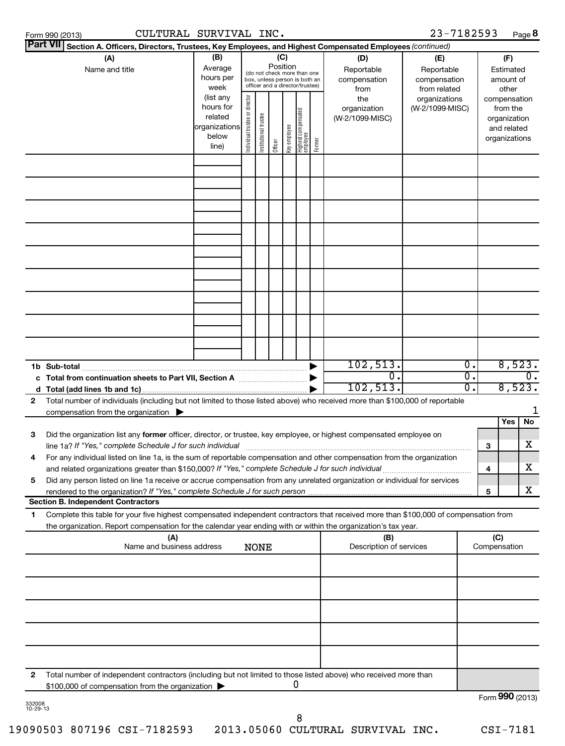Form 990 (2013) CULTURAL SURVIVAL INC. 23-7182593 Page 8

**Part VII Section A. Officers, Directors, Trustees, Key Employees, and Highest Compensated Employees** *(continued)*

| (A) Name and title | (B) Average hours per week (list any hours for related organizations below line) | (C) Position (do not check more than one box, unless person is both an officer and a director/trustee): Individual trustee or director | Institutional trustee | Officer | Key employee | Highest compensated employee | Former | (D) Reportable compensation from the organization (W-2/1099-MISC) | (E) Reportable compensation from related organizations (W-2/1099-MISC) | (F) Estimated amount of other compensation from the organization and related organizations |
|---|---|---|---|---|---|---|---|---|---|---|
| | | | | | | | | | | |
| | | | | | | | | | | |
| | | | | | | | | | | |
| | | | | | | | | | | |
| | | | | | | | | | | |
| | | | | | | | | | | |
| | | | | | | | | | | |
| | | | | | | | | | | |
| | | | | | | | | | | |
| **1b Sub-total** | | | | | | | | 102,513. | 0. | 8,523. |
| **c Total from continuation sheets to Part VII, Section A** | | | | | | | | 0. | 0. | 0. |
| **d Total (add lines 1b and 1c)** | | | | | | | | 102,513. | 0. | 8,523. |

2 Total number of individuals (including but not limited to those listed above) who received more than $100,000 of reportable compensation from the organization ▶ 1

| | | | Yes | No |
|---|---|---|---|---|
| 3 | Did the organization list any **former** officer, director, or trustee, key employee, or highest compensated employee on line 1a? *If "Yes," complete Schedule J for such individual* | 3 | | X |
| 4 | For any individual listed on line 1a, is the sum of reportable compensation and other compensation from the organization and related organizations greater than $150,000? *If "Yes," complete Schedule J for such individual* | 4 | | X |
| 5 | Did any person listed on line 1a receive or accrue compensation from any unrelated organization or individual for services rendered to the organization? *If "Yes," complete Schedule J for such person* | 5 | | X |

**Section B. Independent Contractors**

1 Complete this table for your five highest compensated independent contractors that received more than $100,000 of compensation from the organization. Report compensation for the calendar year ending with or within the organization's tax year.

| (A) Name and business address | (B) Description of services | (C) Compensation |
|---|---|---|
| NONE | | |
| | | |
| | | |
| | | |
| | | |

2 Total number of independent contractors (including but not limited to those listed above) who received more than $100,000 of compensation from the organization ▶ 0

Form **990** (2013)

332008 10-29-13

19090503 807196 CSI-7182593 2013.05060 CULTURAL SURVIVAL INC. CSI-7181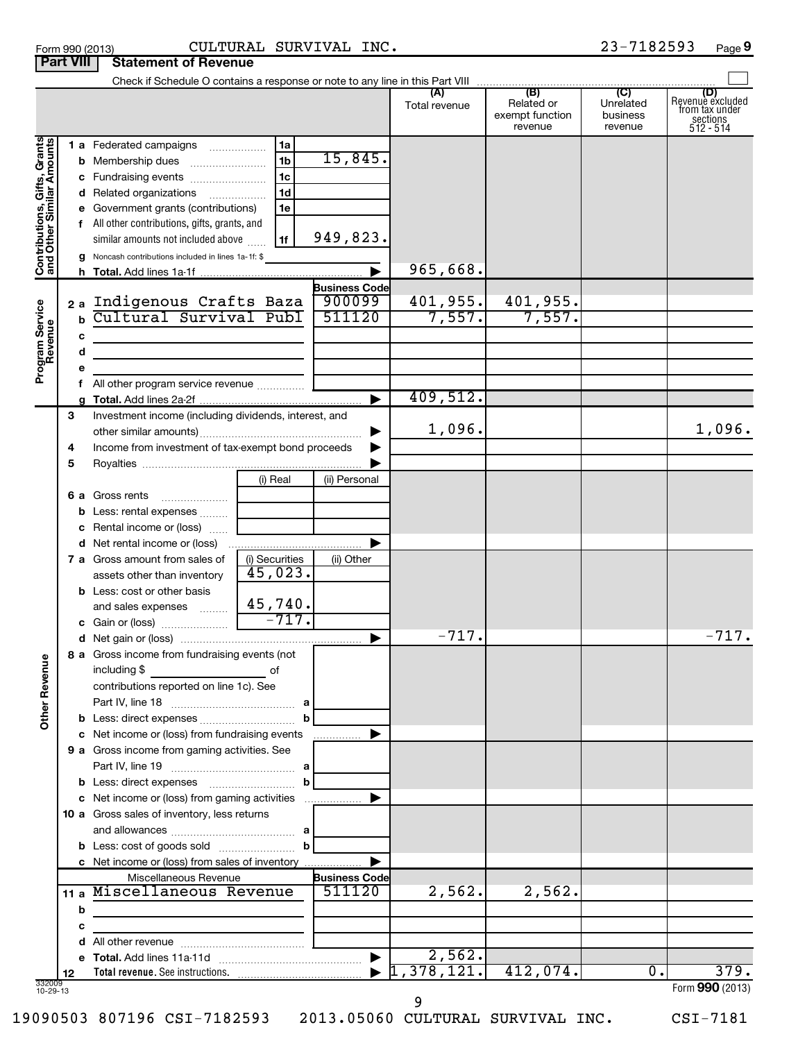Form 990 (2013) CULTURAL SURVIVAL INC. 23-7182593

## Part VIII Statement of Revenue

Check if Schedule O contains a response or note to any line in this Part VIII ☐

| | | | | (A) Total revenue | (B) Related or exempt function revenue | (C) Unrelated business revenue | (D) Revenue excluded from tax under sections 512 - 514 |
|---|---|---|---|---|---|---|---|
| **Contributions, Gifts, Grants and Other Similar Amounts** | 1a Federated campaigns | 1a | | | | | |
| | b Membership dues | 1b | 15,845. | | | | |
| | c Fundraising events | 1c | | | | | |
| | d Related organizations | 1d | | | | | |
| | e Government grants (contributions) | 1e | | | | | |
| | f All other contributions, gifts, grants, and similar amounts not included above | 1f | 949,823. | | | | |
| | g Noncash contributions included in lines 1a-1f: $ | | | | | | |
| | h **Total.** Add lines 1a-1f | | | 965,668. | | | |
| **Program Service Revenue** | | | Business Code | | | | |
| | 2a Indigenous Crafts Baza | | 900099 | 401,955. | 401,955. | | |
| | b Cultural Survival Publ | | 511120 | 7,557. | 7,557. | | |
| | c | | | | | | |
| | d | | | | | | |
| | e | | | | | | |
| | f All other program service revenue | | | | | | |
| | g **Total.** Add lines 2a-2f | | | 409,512. | | | |
| **Other Revenue** | 3 Investment income (including dividends, interest, and other similar amounts) | | | 1,096. | | | 1,096. |
| | 4 Income from investment of tax-exempt bond proceeds | | | | | | |
| | 5 Royalties | | | | | | |
| | | (i) Real | (ii) Personal | | | | |
| | 6a Gross rents | | | | | | |
| | b Less: rental expenses | | | | | | |
| | c Rental income or (loss) | | | | | | |
| | d Net rental income or (loss) | | | | | | |
| | | (i) Securities | (ii) Other | | | | |
| | 7a Gross amount from sales of assets other than inventory | 45,023. | | | | | |
| | b Less: cost or other basis and sales expenses | 45,740. | | | | | |
| | c Gain or (loss) | -717. | | | | | |
| | d Net gain or (loss) | | | -717. | | | -717. |
| | 8a Gross income from fundraising events (not including $ ______ of contributions reported on line 1c). See Part IV, line 18 | a | | | | | |
| | b Less: direct expenses | b | | | | | |
| | c Net income or (loss) from fundraising events | | | | | | |
| | 9a Gross income from gaming activities. See Part IV, line 19 | a | | | | | |
| | b Less: direct expenses | b | | | | | |
| | c Net income or (loss) from gaming activities | | | | | | |
| | 10a Gross sales of inventory, less returns and allowances | a | | | | | |
| | b Less: cost of goods sold | b | | | | | |
| | c Net income or (loss) from sales of inventory | | | | | | |
| | Miscellaneous Revenue | | Business Code | | | | |
| | 11a Miscellaneous Revenue | | 511120 | 2,562. | 2,562. | | |
| | b | | | | | | |
| | c | | | | | | |
| | d All other revenue | | | | | | |
| | e **Total.** Add lines 11a-11d | | | 2,562. | | | |
| | 12 **Total revenue.** See instructions. | | | 1,378,121. | 412,074. | 0. | 379. |

332009 10-29-13

Form **990** (2013)

19090503 807196 CSI-7182593 2013.05060 CULTURAL SURVIVAL INC. CSI-7181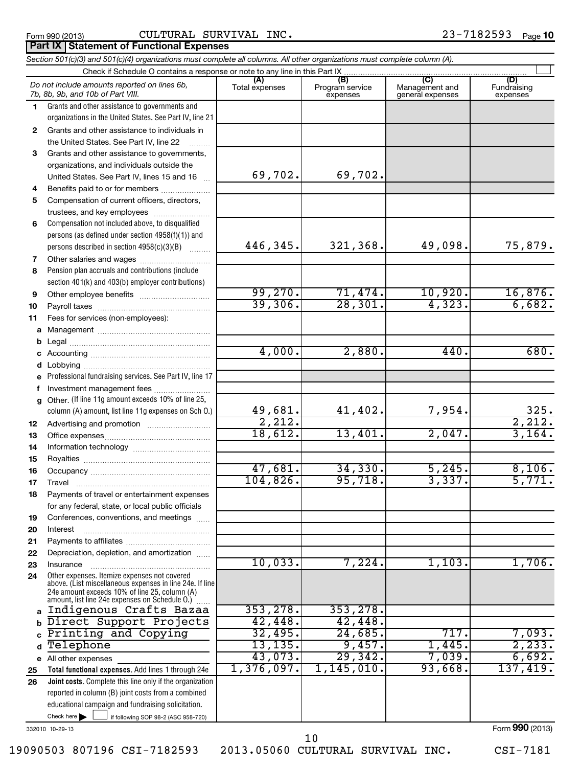Form 990 (2013) CULTURAL SURVIVAL INC. 23-7182593 Page **10**

## Part IX Statement of Functional Expenses

*Section 501(c)(3) and 501(c)(4) organizations must complete all columns. All other organizations must complete column (A).*

Check if Schedule O contains a response or note to any line in this Part IX ☐

| | *Do not include amounts reported on lines 6b, 7b, 8b, 9b, and 10b of Part VIII.* | (A) Total expenses | (B) Program service expenses | (C) Management and general expenses | (D) Fundraising expenses |
|---|---|---|---|---|---|
| 1 | Grants and other assistance to governments and organizations in the United States. See Part IV, line 21 | | | | |
| 2 | Grants and other assistance to individuals in the United States. See Part IV, line 22 | | | | |
| 3 | Grants and other assistance to governments, organizations, and individuals outside the United States. See Part IV, lines 15 and 16 | 69,702. | 69,702. | | |
| 4 | Benefits paid to or for members | | | | |
| 5 | Compensation of current officers, directors, trustees, and key employees | | | | |
| 6 | Compensation not included above, to disqualified persons (as defined under section 4958(f)(1)) and persons described in section 4958(c)(3)(B) | 446,345. | 321,368. | 49,098. | 75,879. |
| 7 | Other salaries and wages | | | | |
| 8 | Pension plan accruals and contributions (include section 401(k) and 403(b) employer contributions) | | | | |
| 9 | Other employee benefits | 99,270. | 71,474. | 10,920. | 16,876. |
| 10 | Payroll taxes | 39,306. | 28,301. | 4,323. | 6,682. |
| 11 | Fees for services (non-employees): | | | | |
| a | Management | | | | |
| b | Legal | | | | |
| c | Accounting | 4,000. | 2,880. | 440. | 680. |
| d | Lobbying | | | | |
| e | Professional fundraising services. See Part IV, line 17 | | | | |
| f | Investment management fees | | | | |
| g | Other. (If line 11g amount exceeds 10% of line 25, column (A) amount, list line 11g expenses on Sch O.) | 49,681. | 41,402. | 7,954. | 325. |
| 12 | Advertising and promotion | 2,212. | | | 2,212. |
| 13 | Office expenses | 18,612. | 13,401. | 2,047. | 3,164. |
| 14 | Information technology | | | | |
| 15 | Royalties | | | | |
| 16 | Occupancy | 47,681. | 34,330. | 5,245. | 8,106. |
| 17 | Travel | 104,826. | 95,718. | 3,337. | 5,771. |
| 18 | Payments of travel or entertainment expenses for any federal, state, or local public officials | | | | |
| 19 | Conferences, conventions, and meetings | | | | |
| 20 | Interest | | | | |
| 21 | Payments to affiliates | | | | |
| 22 | Depreciation, depletion, and amortization | | | | |
| 23 | Insurance | 10,033. | 7,224. | 1,103. | 1,706. |
| 24 | Other expenses. Itemize expenses not covered above. (List miscellaneous expenses in line 24e. If line 24e amount exceeds 10% of line 25, column (A) amount, list line 24e expenses on Schedule O.) | | | | |
| a | Indigenous Crafts Bazaa | 353,278. | 353,278. | | |
| b | Direct Support Projects | 42,448. | 42,448. | | |
| c | Printing and Copying | 32,495. | 24,685. | 717. | 7,093. |
| d | Telephone | 13,135. | 9,457. | 1,445. | 2,233. |
| e | All other expenses | 43,073. | 29,342. | 7,039. | 6,692. |
| 25 | **Total functional expenses.** Add lines 1 through 24e | 1,376,097. | 1,145,010. | 93,668. | 137,419. |
| 26 | **Joint costs.** Complete this line only if the organization reported in column (B) joint costs from a combined educational campaign and fundraising solicitation. Check here ☐ if following SOP 98-2 (ASC 958-720) | | | | |

332010 10-29-13

Form **990** (2013)

19090503 807196 CSI-7182593 2013.05060 CULTURAL SURVIVAL INC. CSI-7181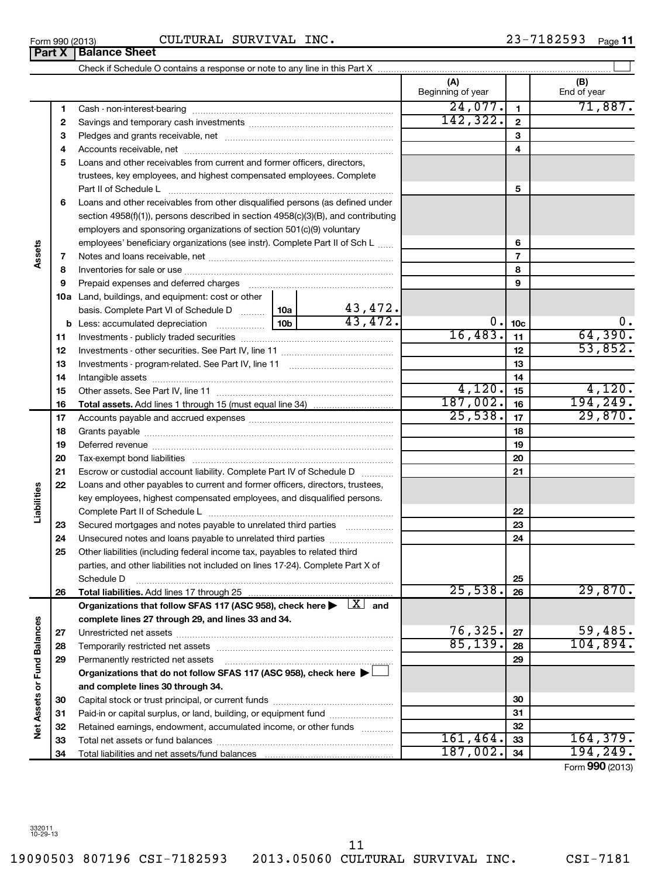Form 990 (2013) CULTURAL SURVIVAL INC. 23-7182593 Page 11

## Part X | Balance Sheet

Check if Schedule O contains a response or note to any line in this Part X ☐

| | | | | (A) Beginning of year | | (B) End of year |
|---|---|---|---|---|---|---|
| **Assets** | 1 | Cash - non-interest-bearing | | 24,077. | 1 | 71,887. |
| | 2 | Savings and temporary cash investments | | 142,322. | 2 | |
| | 3 | Pledges and grants receivable, net | | | 3 | |
| | 4 | Accounts receivable, net | | | 4 | |
| | 5 | Loans and other receivables from current and former officers, directors, trustees, key employees, and highest compensated employees. Complete Part II of Schedule L | | | 5 | |
| | 6 | Loans and other receivables from other disqualified persons (as defined under section 4958(f)(1)), persons described in section 4958(c)(3)(B), and contributing employers and sponsoring organizations of section 501(c)(9) voluntary employees' beneficiary organizations (see instr). Complete Part II of Sch L | | | 6 | |
| | 7 | Notes and loans receivable, net | | | 7 | |
| | 8 | Inventories for sale or use | | | 8 | |
| | 9 | Prepaid expenses and deferred charges | | | 9 | |
| | 10a | Land, buildings, and equipment: cost or other basis. Complete Part VI of Schedule D | 10a 43,472. | | | |
| | b | Less: accumulated depreciation | 10b 43,472. | 0. | 10c | 0. |
| | 11 | Investments - publicly traded securities | | 16,483. | 11 | 64,390. |
| | 12 | Investments - other securities. See Part IV, line 11 | | | 12 | 53,852. |
| | 13 | Investments - program-related. See Part IV, line 11 | | | 13 | |
| | 14 | Intangible assets | | | 14 | |
| | 15 | Other assets. See Part IV, line 11 | | 4,120. | 15 | 4,120. |
| | 16 | **Total assets.** Add lines 1 through 15 (must equal line 34) | | 187,002. | 16 | 194,249. |
| **Liabilities** | 17 | Accounts payable and accrued expenses | | 25,538. | 17 | 29,870. |
| | 18 | Grants payable | | | 18 | |
| | 19 | Deferred revenue | | | 19 | |
| | 20 | Tax-exempt bond liabilities | | | 20 | |
| | 21 | Escrow or custodial account liability. Complete Part IV of Schedule D | | | 21 | |
| | 22 | Loans and other payables to current and former officers, directors, trustees, key employees, highest compensated employees, and disqualified persons. Complete Part II of Schedule L | | | 22 | |
| | 23 | Secured mortgages and notes payable to unrelated third parties | | | 23 | |
| | 24 | Unsecured notes and loans payable to unrelated third parties | | | 24 | |
| | 25 | Other liabilities (including federal income tax, payables to related third parties, and other liabilities not included on lines 17-24). Complete Part X of Schedule D | | | 25 | |
| | 26 | **Total liabilities.** Add lines 17 through 25 | | 25,538. | 26 | 29,870. |
| **Net Assets or Fund Balances** | | **Organizations that follow SFAS 117 (ASC 958), check here ▶ ☒ and complete lines 27 through 29, and lines 33 and 34.** | | | | |
| | 27 | Unrestricted net assets | | 76,325. | 27 | 59,485. |
| | 28 | Temporarily restricted net assets | | 85,139. | 28 | 104,894. |
| | 29 | Permanently restricted net assets | | | 29 | |
| | | **Organizations that do not follow SFAS 117 (ASC 958), check here ▶ ☐ and complete lines 30 through 34.** | | | | |
| | 30 | Capital stock or trust principal, or current funds | | | 30 | |
| | 31 | Paid-in or capital surplus, or land, building, or equipment fund | | | 31 | |
| | 32 | Retained earnings, endowment, accumulated income, or other funds | | | 32 | |
| | 33 | Total net assets or fund balances | | 161,464. | 33 | 164,379. |
| | 34 | Total liabilities and net assets/fund balances | | 187,002. | 34 | 194,249. |

Form **990** (2013)

332011 10-29-13

19090503 807196 CSI-7182593 2013.05060 CULTURAL SURVIVAL INC. CSI-7181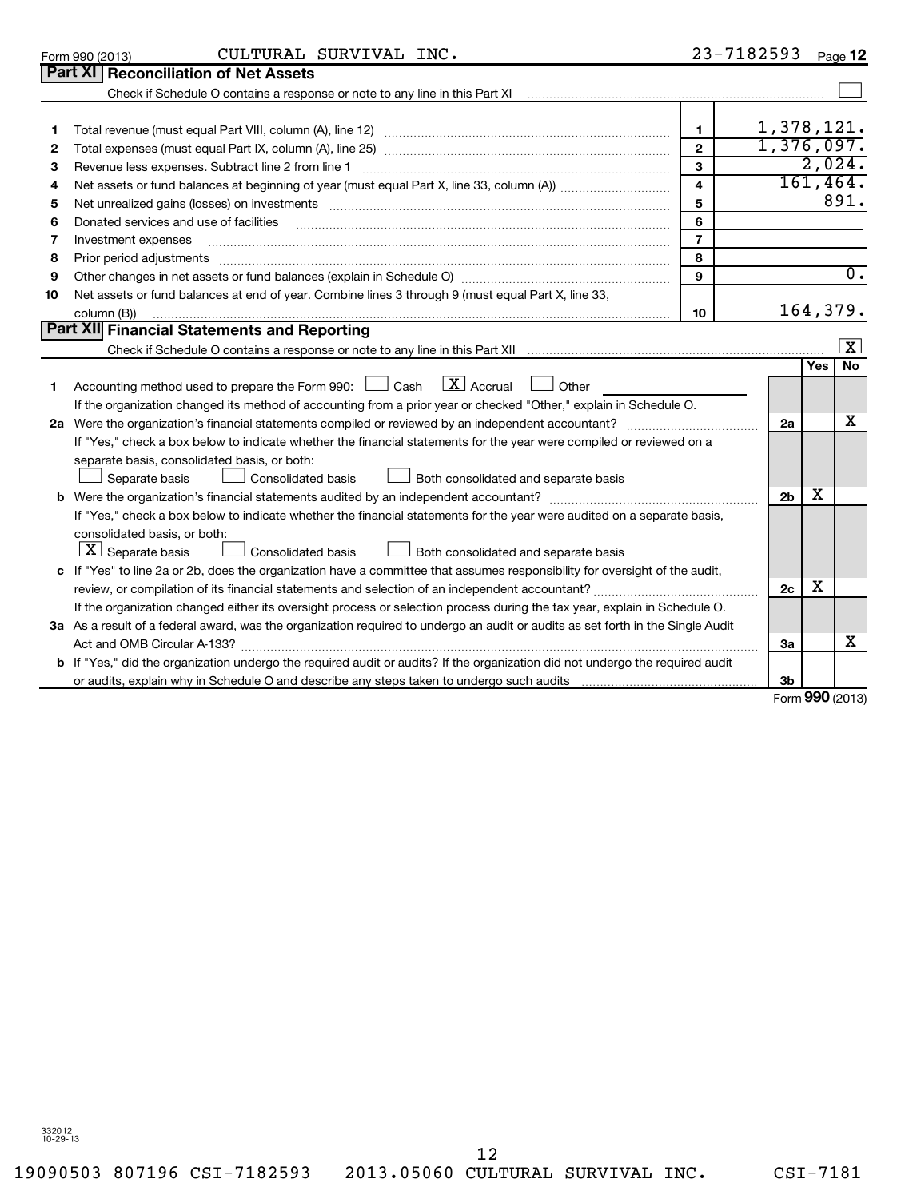Form 990 (2013) CULTURAL SURVIVAL INC. 23-7182593 Page 12

## Part XI Reconciliation of Net Assets

Check if Schedule O contains a response or note to any line in this Part XI ☐

| | | | |
|---|---|---|---|
| 1 | Total revenue (must equal Part VIII, column (A), line 12) | 1 | 1,378,121. |
| 2 | Total expenses (must equal Part IX, column (A), line 25) | 2 | 1,376,097. |
| 3 | Revenue less expenses. Subtract line 2 from line 1 | 3 | 2,024. |
| 4 | Net assets or fund balances at beginning of year (must equal Part X, line 33, column (A)) | 4 | 161,464. |
| 5 | Net unrealized gains (losses) on investments | 5 | 891. |
| 6 | Donated services and use of facilities | 6 | |
| 7 | Investment expenses | 7 | |
| 8 | Prior period adjustments | 8 | |
| 9 | Other changes in net assets or fund balances (explain in Schedule O) | 9 | 0. |
| 10 | Net assets or fund balances at end of year. Combine lines 3 through 9 (must equal Part X, line 33, column (B)) | 10 | 164,379. |

## Part XII Financial Statements and Reporting

Check if Schedule O contains a response or note to any line in this Part XII [X]

| | | | Yes | No |
|---|---|---|---|---|
| 1 | Accounting method used to prepare the Form 990: ☐ Cash [X] Accrual ☐ Other<br>If the organization changed its method of accounting from a prior year or checked "Other," explain in Schedule O. | | | |
| 2a | Were the organization's financial statements compiled or reviewed by an independent accountant?<br>If "Yes," check a box below to indicate whether the financial statements for the year were compiled or reviewed on a separate basis, consolidated basis, or both:<br>☐ Separate basis ☐ Consolidated basis ☐ Both consolidated and separate basis | 2a | | X |
| b | Were the organization's financial statements audited by an independent accountant?<br>If "Yes," check a box below to indicate whether the financial statements for the year were audited on a separate basis, consolidated basis, or both:<br>[X] Separate basis ☐ Consolidated basis ☐ Both consolidated and separate basis | 2b | X | |
| c | If "Yes" to line 2a or 2b, does the organization have a committee that assumes responsibility for oversight of the audit, review, or compilation of its financial statements and selection of an independent accountant?<br>If the organization changed either its oversight process or selection process during the tax year, explain in Schedule O. | 2c | X | |
| 3a | As a result of a federal award, was the organization required to undergo an audit or audits as set forth in the Single Audit Act and OMB Circular A-133? | 3a | | X |
| b | If "Yes," did the organization undergo the required audit or audits? If the organization did not undergo the required audit or audits, explain why in Schedule O and describe any steps taken to undergo such audits | 3b | | |

Form 990 (2013)

332012 10-29-13

19090503 807196 CSI-7182593 2013.05060 CULTURAL SURVIVAL INC. CSI-7181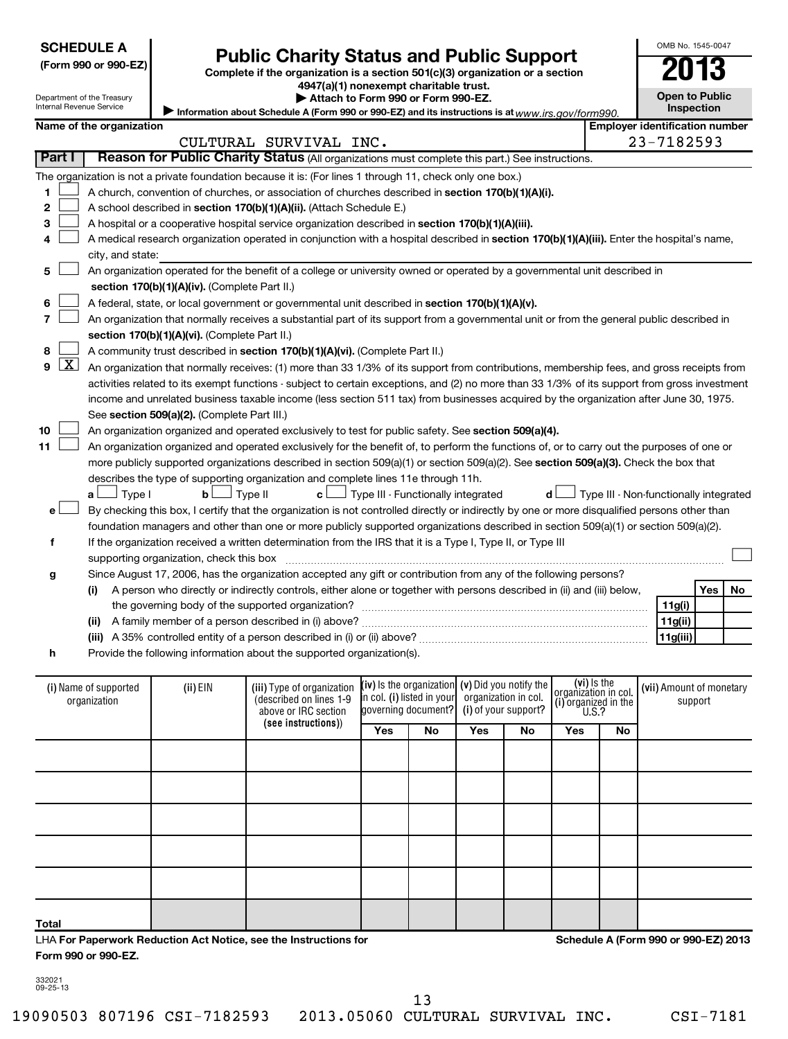**SCHEDULE A**
**(Form 990 or 990-EZ)**

Department of the Treasury
Internal Revenue Service

# Public Charity Status and Public Support

**Complete if the organization is a section 501(c)(3) organization or a section 4947(a)(1) nonexempt charitable trust.**
**▶ Attach to Form 990 or Form 990-EZ.**
▶ Information about Schedule A (Form 990 or 990-EZ) and its instructions is at www.irs.gov/form990.

OMB No. 1545-0047
**2013**
**Open to Public Inspection**

**Name of the organization:** CULTURAL SURVIVAL INC.
**Employer identification number:** 23-7182593

## Part I — Reason for Public Charity Status (All organizations must complete this part.) See instructions.

The organization is not a private foundation because it is: (For lines 1 through 11, check only one box.)

1. [ ] A church, convention of churches, or association of churches described in **section 170(b)(1)(A)(i).**
2. [ ] A school described in **section 170(b)(1)(A)(ii).** (Attach Schedule E.)
3. [ ] A hospital or a cooperative hospital service organization described in **section 170(b)(1)(A)(iii).**
4. [ ] A medical research organization operated in conjunction with a hospital described in **section 170(b)(1)(A)(iii).** Enter the hospital's name, city, and state:
5. [ ] An organization operated for the benefit of a college or university owned or operated by a governmental unit described in **section 170(b)(1)(A)(iv).** (Complete Part II.)
6. [ ] A federal, state, or local government or governmental unit described in **section 170(b)(1)(A)(v).**
7. [ ] An organization that normally receives a substantial part of its support from a governmental unit or from the general public described in **section 170(b)(1)(A)(vi).** (Complete Part II.)
8. [ ] A community trust described in **section 170(b)(1)(A)(vi).** (Complete Part II.)
9. [X] An organization that normally receives: (1) more than 33 1/3% of its support from contributions, membership fees, and gross receipts from activities related to its exempt functions - subject to certain exceptions, and (2) no more than 33 1/3% of its support from gross investment income and unrelated business taxable income (less section 511 tax) from businesses acquired by the organization after June 30, 1975. See **section 509(a)(2).** (Complete Part III.)
10. [ ] An organization organized and operated exclusively to test for public safety. See **section 509(a)(4).**
11. [ ] An organization organized and operated exclusively for the benefit of, to perform the functions of, or to carry out the purposes of one or more publicly supported organizations described in section 509(a)(1) or section 509(a)(2). See **section 509(a)(3).** Check the box that describes the type of supporting organization and complete lines 11e through 11h.
   - **a** [ ] Type I  **b** [ ] Type II  **c** [ ] Type III - Functionally integrated  **d** [ ] Type III - Non-functionally integrated
   - **e** [ ] By checking this box, I certify that the organization is not controlled directly or indirectly by one or more disqualified persons other than foundation managers and other than one or more publicly supported organizations described in section 509(a)(1) or section 509(a)(2).
   - **f** If the organization received a written determination from the IRS that it is a Type I, Type II, or Type III supporting organization, check this box [ ]
   - **g** Since August 17, 2006, has the organization accepted any gift or contribution from any of the following persons?

| | | | Yes | No |
|---|---|---|---|---|
| (i) | A person who directly or indirectly controls, either alone or together with persons described in (ii) and (iii) below, the governing body of the supported organization? | 11g(i) | | |
| (ii) | A family member of a person described in (i) above? | 11g(ii) | | |
| (iii) | A 35% controlled entity of a person described in (i) or (ii) above? | 11g(iii) | | |

   - **h** Provide the following information about the supported organization(s).

| (i) Name of supported organization | (ii) EIN | (iii) Type of organization (described on lines 1-9 above or IRC section (see instructions)) | (iv) Is the organization in col. (i) listed in your governing document? | | (v) Did you notify the organization in col. (i) of your support? | | (vi) Is the organization in col. (i) organized in the U.S.? | | (vii) Amount of monetary support |
|---|---|---|---|---|---|---|---|---|---|
| | | | Yes | No | Yes | No | Yes | No | |
| | | | | | | | | | |
| | | | | | | | | | |
| | | | | | | | | | |
| | | | | | | | | | |
| | | | | | | | | | |
| **Total** | | | | | | | | | |

LHA **For Paperwork Reduction Act Notice, see the Instructions for Form 990 or 990-EZ.**
**Schedule A (Form 990 or 990-EZ) 2013**

332021
09-25-13

19090503 807196 CSI-7182593 2013.05060 CULTURAL SURVIVAL INC. CSI-7181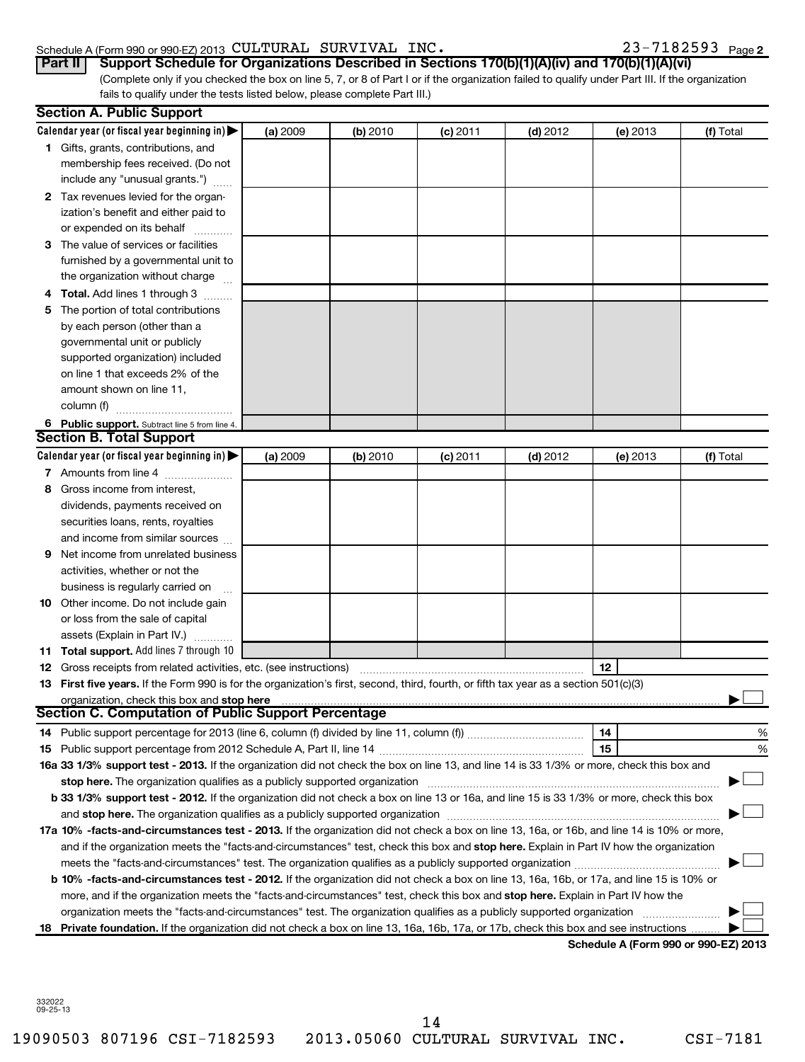Schedule A (Form 990 or 990-EZ) 2013 CULTURAL SURVIVAL INC. 23-7182593 Page 2

**Part II** **Support Schedule for Organizations Described in Sections 170(b)(1)(A)(iv) and 170(b)(1)(A)(vi)**

(Complete only if you checked the box on line 5, 7, or 8 of Part I or if the organization failed to qualify under Part III. If the organization fails to qualify under the tests listed below, please complete Part III.)

## Section A. Public Support

| Calendar year (or fiscal year beginning in) ▶ | (a) 2009 | (b) 2010 | (c) 2011 | (d) 2012 | (e) 2013 | (f) Total |
|---|---|---|---|---|---|---|
| **1** Gifts, grants, contributions, and membership fees received. (Do not include any "unusual grants.") | | | | | | |
| **2** Tax revenues levied for the organization's benefit and either paid to or expended on its behalf | | | | | | |
| **3** The value of services or facilities furnished by a governmental unit to the organization without charge | | | | | | |
| **4 Total.** Add lines 1 through 3 | | | | | | |
| **5** The portion of total contributions by each person (other than a governmental unit or publicly supported organization) included on line 1 that exceeds 2% of the amount shown on line 11, column (f) | | | | | | |
| **6 Public support.** Subtract line 5 from line 4. | | | | | | |

## Section B. Total Support

| Calendar year (or fiscal year beginning in) ▶ | (a) 2009 | (b) 2010 | (c) 2011 | (d) 2012 | (e) 2013 | (f) Total |
|---|---|---|---|---|---|---|
| **7** Amounts from line 4 | | | | | | |
| **8** Gross income from interest, dividends, payments received on securities loans, rents, royalties and income from similar sources | | | | | | |
| **9** Net income from unrelated business activities, whether or not the business is regularly carried on | | | | | | |
| **10** Other income. Do not include gain or loss from the sale of capital assets (Explain in Part IV.) | | | | | | |
| **11 Total support.** Add lines 7 through 10 | | | | | | |

**12** Gross receipts from related activities, etc. (see instructions) | **12** |

**13 First five years.** If the Form 990 is for the organization's first, second, third, fourth, or fifth tax year as a section 501(c)(3) organization, check this box and **stop here** ▶ ☐

## Section C. Computation of Public Support Percentage

**14** Public support percentage for 2013 (line 6, column (f) divided by line 11, column (f)) | **14** | %

**15** Public support percentage from 2012 Schedule A, Part II, line 14 | **15** | %

**16a 33 1/3% support test - 2013.** If the organization did not check the box on line 13, and line 14 is 33 1/3% or more, check this box and **stop here.** The organization qualifies as a publicly supported organization ▶ ☐

**b 33 1/3% support test - 2012.** If the organization did not check a box on line 13 or 16a, and line 15 is 33 1/3% or more, check this box and **stop here.** The organization qualifies as a publicly supported organization ▶ ☐

**17a 10% -facts-and-circumstances test - 2013.** If the organization did not check a box on line 13, 16a, or 16b, and line 14 is 10% or more, and if the organization meets the "facts-and-circumstances" test, check this box and **stop here.** Explain in Part IV how the organization meets the "facts-and-circumstances" test. The organization qualifies as a publicly supported organization ▶ ☐

**b 10% -facts-and-circumstances test - 2012.** If the organization did not check a box on line 13, 16a, 16b, or 17a, and line 15 is 10% or more, and if the organization meets the "facts-and-circumstances" test, check this box and **stop here.** Explain in Part IV how the organization meets the "facts-and-circumstances" test. The organization qualifies as a publicly supported organization ▶ ☐

**18 Private foundation.** If the organization did not check a box on line 13, 16a, 16b, 17a, or 17b, check this box and see instructions ▶ ☐

**Schedule A (Form 990 or 990-EZ) 2013**

332022 09-25-13

19090503 807196 CSI-7182593 2013.05060 CULTURAL SURVIVAL INC. CSI-7181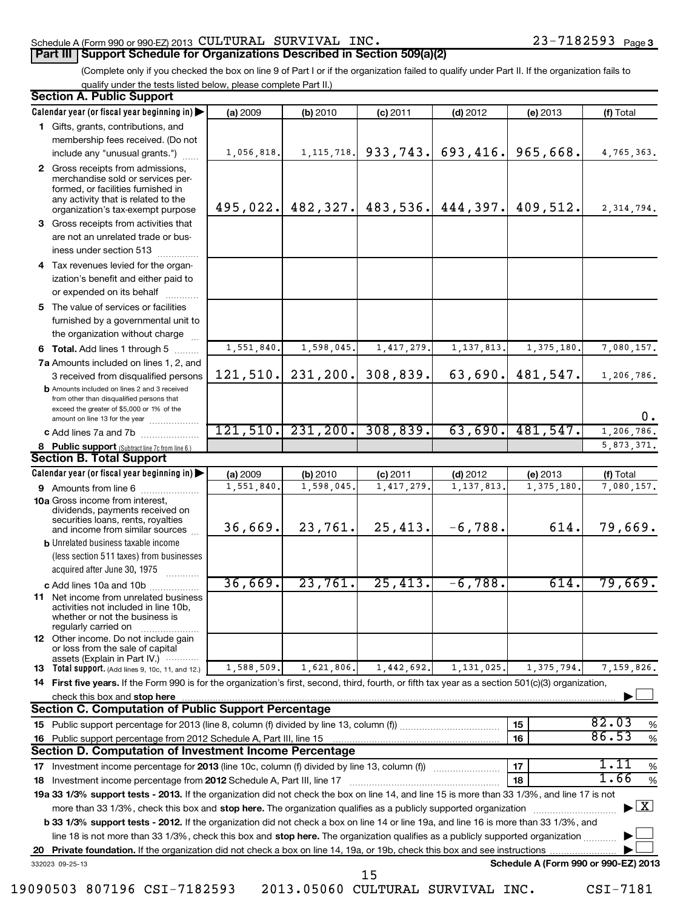Schedule A (Form 990 or 990-EZ) 2013 CULTURAL SURVIVAL INC. 23-7182593 Page 3

## Part III Support Schedule for Organizations Described in Section 509(a)(2)

(Complete only if you checked the box on line 9 of Part I or if the organization failed to qualify under Part II. If the organization fails to qualify under the tests listed below, please complete Part II.)

### Section A. Public Support

| Calendar year (or fiscal year beginning in) | (a) 2009 | (b) 2010 | (c) 2011 | (d) 2012 | (e) 2013 | (f) Total |
|---|---|---|---|---|---|---|
| 1 Gifts, grants, contributions, and membership fees received. (Do not include any "unusual grants.") | 1,056,818. | 1,115,718. | 933,743. | 693,416. | 965,668. | 4,765,363. |
| 2 Gross receipts from admissions, merchandise sold or services performed, or facilities furnished in any activity that is related to the organization's tax-exempt purpose | 495,022. | 482,327. | 483,536. | 444,397. | 409,512. | 2,314,794. |
| 3 Gross receipts from activities that are not an unrelated trade or business under section 513 | | | | | | |
| 4 Tax revenues levied for the organization's benefit and either paid to or expended on its behalf | | | | | | |
| 5 The value of services or facilities furnished by a governmental unit to the organization without charge | | | | | | |
| 6 **Total.** Add lines 1 through 5 | 1,551,840. | 1,598,045. | 1,417,279. | 1,137,813. | 1,375,180. | 7,080,157. |
| 7a Amounts included on lines 1, 2, and 3 received from disqualified persons | 121,510. | 231,200. | 308,839. | 63,690. | 481,547. | 1,206,786. |
| b Amounts included on lines 2 and 3 received from other than disqualified persons that exceed the greater of $5,000 or 1% of the amount on line 13 for the year | | | | | | 0. |
| c Add lines 7a and 7b | 121,510. | 231,200. | 308,839. | 63,690. | 481,547. | 1,206,786. |
| 8 **Public support** (Subtract line 7c from line 6.) | | | | | | 5,873,371. |

### Section B. Total Support

| Calendar year (or fiscal year beginning in) | (a) 2009 | (b) 2010 | (c) 2011 | (d) 2012 | (e) 2013 | (f) Total |
|---|---|---|---|---|---|---|
| 9 Amounts from line 6 | 1,551,840. | 1,598,045. | 1,417,279. | 1,137,813. | 1,375,180. | 7,080,157. |
| 10a Gross income from interest, dividends, payments received on securities loans, rents, royalties and income from similar sources | 36,669. | 23,761. | 25,413. | -6,788. | 614. | 79,669. |
| b Unrelated business taxable income (less section 511 taxes) from businesses acquired after June 30, 1975 | | | | | | |
| c Add lines 10a and 10b | 36,669. | 23,761. | 25,413. | -6,788. | 614. | 79,669. |
| 11 Net income from unrelated business activities not included in line 10b, whether or not the business is regularly carried on | | | | | | |
| 12 Other income. Do not include gain or loss from the sale of capital assets (Explain in Part IV.) | | | | | | |
| 13 **Total support.** (Add lines 9, 10c, 11, and 12.) | 1,588,509. | 1,621,806. | 1,442,692. | 1,131,025. | 1,375,794. | 7,159,826. |

14 **First five years.** If the Form 990 is for the organization's first, second, third, fourth, or fifth tax year as a section 501(c)(3) organization, check this box and **stop here** ☐

### Section C. Computation of Public Support Percentage

| | | |
|---|---|---|
| 15 Public support percentage for 2013 (line 8, column (f) divided by line 13, column (f)) | 15 | 82.03 % |
| 16 Public support percentage from 2012 Schedule A, Part III, line 15 | 16 | 86.53 % |

### Section D. Computation of Investment Income Percentage

| | | |
|---|---|---|
| 17 Investment income percentage for **2013** (line 10c, column (f) divided by line 13, column (f)) | 17 | 1.11 % |
| 18 Investment income percentage from **2012** Schedule A, Part III, line 17 | 18 | 1.66 % |

**19a 33 1/3% support tests - 2013.** If the organization did not check the box on line 14, and line 15 is more than 33 1/3%, and line 17 is not more than 33 1/3%, check this box and **stop here.** The organization qualifies as a publicly supported organization ☒

**b 33 1/3% support tests - 2012.** If the organization did not check a box on line 14 or line 19a, and line 16 is more than 33 1/3%, and line 18 is not more than 33 1/3%, check this box and **stop here.** The organization qualifies as a publicly supported organization ☐

**20 Private foundation.** If the organization did not check a box on line 14, 19a, or 19b, check this box and see instructions ☐

332023 09-25-13 **Schedule A (Form 990 or 990-EZ) 2013**

19090503 807196 CSI-7182593 2013.05060 CULTURAL SURVIVAL INC. CSI-7181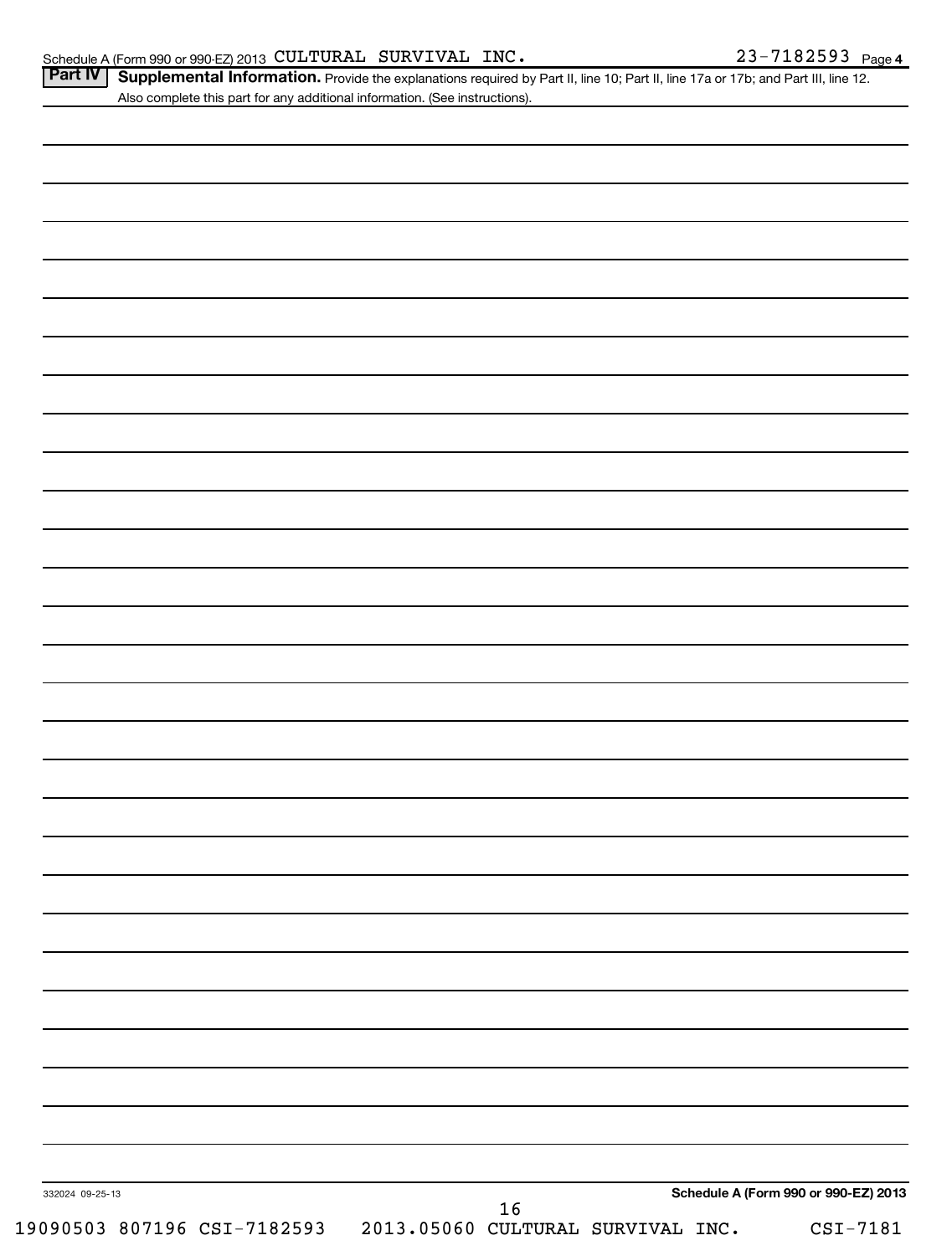Schedule A (Form 990 or 990-EZ) 2013 CULTURAL SURVIVAL INC. 23-7182593 Page 4

**Part IV** **Supplemental Information.** Provide the explanations required by Part II, line 10; Part II, line 17a or 17b; and Part III, line 12. Also complete this part for any additional information. (See instructions).

332024 09-25-13

**Schedule A (Form 990 or 990-EZ) 2013**

19090503 807196 CSI-7182593 2013.05060 CULTURAL SURVIVAL INC. CSI-7181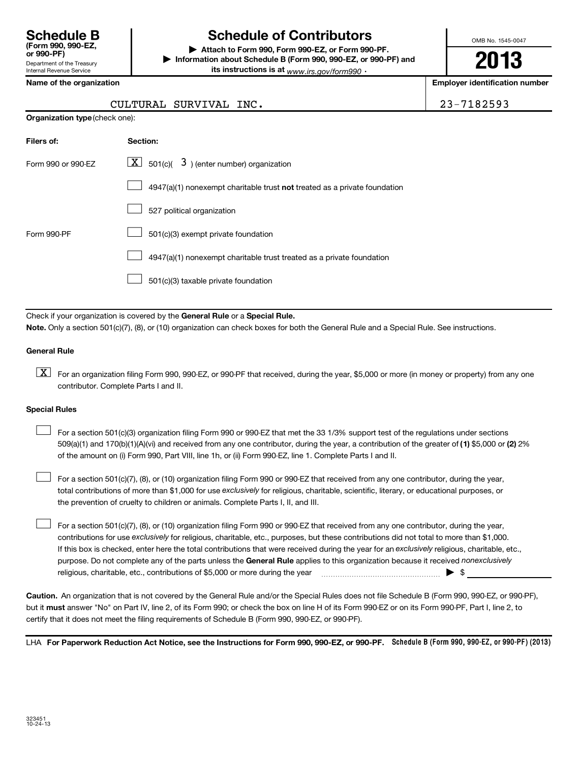**Schedule B (Form 990, 990-EZ, or 990-PF)**
Department of the Treasury
Internal Revenue Service

# Schedule of Contributors

▶ **Attach to Form 990, Form 990-EZ, or Form 990-PF.**
▶ **Information about Schedule B (Form 990, 990-EZ, or 990-PF) and its instructions is at** *www.irs.gov/form990* .

OMB No. 1545-0047

**2013**

**Name of the organization**

CULTURAL SURVIVAL INC.

**Employer identification number**

23-7182593

**Organization type** (check one):

| **Filers of:** | **Section:** |
|---|---|
| Form 990 or 990-EZ | [X] 501(c)( 3 ) (enter number) organization |
| | [ ] 4947(a)(1) nonexempt charitable trust **not** treated as a private foundation |
| | [ ] 527 political organization |
| Form 990-PF | [ ] 501(c)(3) exempt private foundation |
| | [ ] 4947(a)(1) nonexempt charitable trust treated as a private foundation |
| | [ ] 501(c)(3) taxable private foundation |

Check if your organization is covered by the **General Rule** or a **Special Rule.**

**Note.** Only a section 501(c)(7), (8), or (10) organization can check boxes for both the General Rule and a Special Rule. See instructions.

**General Rule**

[X] For an organization filing Form 990, 990-EZ, or 990-PF that received, during the year, $5,000 or more (in money or property) from any one contributor. Complete Parts I and II.

**Special Rules**

[ ] For a section 501(c)(3) organization filing Form 990 or 990-EZ that met the 33 1/3% support test of the regulations under sections 509(a)(1) and 170(b)(1)(A)(vi) and received from any one contributor, during the year, a contribution of the greater of **(1)** $5,000 or **(2)** 2% of the amount on (i) Form 990, Part VIII, line 1h, or (ii) Form 990-EZ, line 1. Complete Parts I and II.

[ ] For a section 501(c)(7), (8), or (10) organization filing Form 990 or 990-EZ that received from any one contributor, during the year, total contributions of more than $1,000 for use *exclusively* for religious, charitable, scientific, literary, or educational purposes, or the prevention of cruelty to children or animals. Complete Parts I, II, and III.

[ ] For a section 501(c)(7), (8), or (10) organization filing Form 990 or 990-EZ that received from any one contributor, during the year, contributions for use *exclusively* for religious, charitable, etc., purposes, but these contributions did not total to more than $1,000. If this box is checked, enter here the total contributions that were received during the year for an *exclusively* religious, charitable, etc., purpose. Do not complete any of the parts unless the **General Rule** applies to this organization because it received *nonexclusively* religious, charitable, etc., contributions of $5,000 or more during the year ▶ $

**Caution.** An organization that is not covered by the General Rule and/or the Special Rules does not file Schedule B (Form 990, 990-EZ, or 990-PF), but it **must** answer "No" on Part IV, line 2, of its Form 990; or check the box on line H of its Form 990-EZ or on its Form 990-PF, Part I, line 2, to certify that it does not meet the filing requirements of Schedule B (Form 990, 990-EZ, or 990-PF).

LHA **For Paperwork Reduction Act Notice, see the Instructions for Form 990, 990-EZ, or 990-PF.** **Schedule B (Form 990, 990-EZ, or 990-PF) (2013)**

323451
10-24-13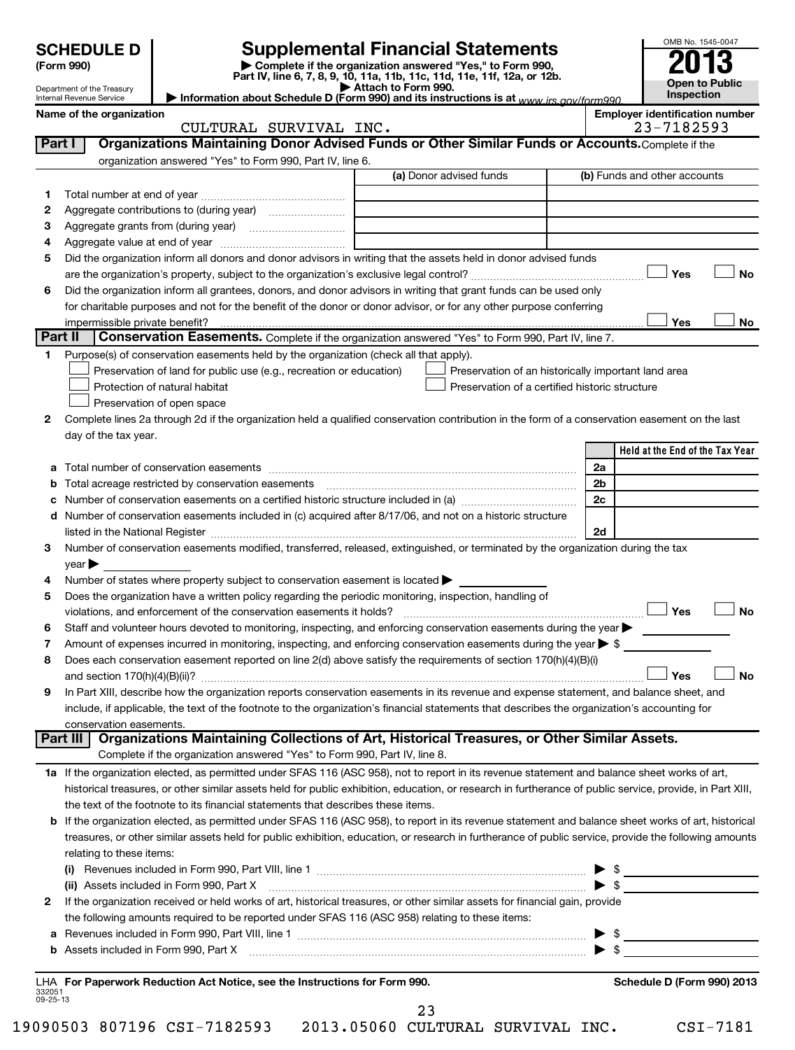**SCHEDULE D (Form 990)**

Department of the Treasury
Internal Revenue Service

# Supplemental Financial Statements

▶ Complete if the organization answered "Yes," to Form 990, Part IV, line 6, 7, 8, 9, 10, 11a, 11b, 11c, 11d, 11e, 11f, 12a, or 12b.
▶ Attach to Form 990.
▶ Information about Schedule D (Form 990) and its instructions is at www.irs.gov/form990.

OMB No. 1545-0047
**2013**
**Open to Public Inspection**

**Name of the organization:** CULTURAL SURVIVAL INC.
**Employer identification number:** 23-7182593

## Part I — Organizations Maintaining Donor Advised Funds or Other Similar Funds or Accounts.
Complete if the organization answered "Yes" to Form 990, Part IV, line 6.

| | | (a) Donor advised funds | (b) Funds and other accounts |
|---|---|---|---|
| 1 | Total number at end of year | | |
| 2 | Aggregate contributions to (during year) | | |
| 3 | Aggregate grants from (during year) | | |
| 4 | Aggregate value at end of year | | |

5 Did the organization inform all donors and donor advisors in writing that the assets held in donor advised funds are the organization's property, subject to the organization's exclusive legal control? ☐ Yes ☐ No

6 Did the organization inform all grantees, donors, and donor advisors in writing that grant funds can be used only for charitable purposes and not for the benefit of the donor or donor advisor, or for any other purpose conferring impermissible private benefit? ☐ Yes ☐ No

## Part II — Conservation Easements.
Complete if the organization answered "Yes" to Form 990, Part IV, line 7.

1 Purpose(s) of conservation easements held by the organization (check all that apply).
- ☐ Preservation of land for public use (e.g., recreation or education)
- ☐ Preservation of an historically important land area
- ☐ Protection of natural habitat
- ☐ Preservation of a certified historic structure
- ☐ Preservation of open space

2 Complete lines 2a through 2d if the organization held a qualified conservation contribution in the form of a conservation easement on the last day of the tax year.

| | | | Held at the End of the Tax Year |
|---|---|---|---|
| a | Total number of conservation easements | 2a | |
| b | Total acreage restricted by conservation easements | 2b | |
| c | Number of conservation easements on a certified historic structure included in (a) | 2c | |
| d | Number of conservation easements included in (c) acquired after 8/17/06, and not on a historic structure listed in the National Register | 2d | |

3 Number of conservation easements modified, transferred, released, extinguished, or terminated by the organization during the tax year ▶

4 Number of states where property subject to conservation easement is located ▶

5 Does the organization have a written policy regarding the periodic monitoring, inspection, handling of violations, and enforcement of the conservation easements it holds? ☐ Yes ☐ No

6 Staff and volunteer hours devoted to monitoring, inspecting, and enforcing conservation easements during the year ▶

7 Amount of expenses incurred in monitoring, inspecting, and enforcing conservation easements during the year ▶ $

8 Does each conservation easement reported on line 2(d) above satisfy the requirements of section 170(h)(4)(B)(i) and section 170(h)(4)(B)(ii)? ☐ Yes ☐ No

9 In Part XIII, describe how the organization reports conservation easements in its revenue and expense statement, and balance sheet, and include, if applicable, the text of the footnote to the organization's financial statements that describes the organization's accounting for conservation easements.

## Part III — Organizations Maintaining Collections of Art, Historical Treasures, or Other Similar Assets.
Complete if the organization answered "Yes" to Form 990, Part IV, line 8.

1a If the organization elected, as permitted under SFAS 116 (ASC 958), not to report in its revenue statement and balance sheet works of art, historical treasures, or other similar assets held for public exhibition, education, or research in furtherance of public service, provide, in Part XIII, the text of the footnote to its financial statements that describes these items.

b If the organization elected, as permitted under SFAS 116 (ASC 958), to report in its revenue statement and balance sheet works of art, historical treasures, or other similar assets held for public exhibition, education, or research in furtherance of public service, provide the following amounts relating to these items:

(i) Revenues included in Form 990, Part VIII, line 1 ▶ $

(ii) Assets included in Form 990, Part X ▶ $

2 If the organization received or held works of art, historical treasures, or other similar assets for financial gain, provide the following amounts required to be reported under SFAS 116 (ASC 958) relating to these items:

a Revenues included in Form 990, Part VIII, line 1 ▶ $

b Assets included in Form 990, Part X ▶ $

LHA For Paperwork Reduction Act Notice, see the Instructions for Form 990. Schedule D (Form 990) 2013

332051
09-25-13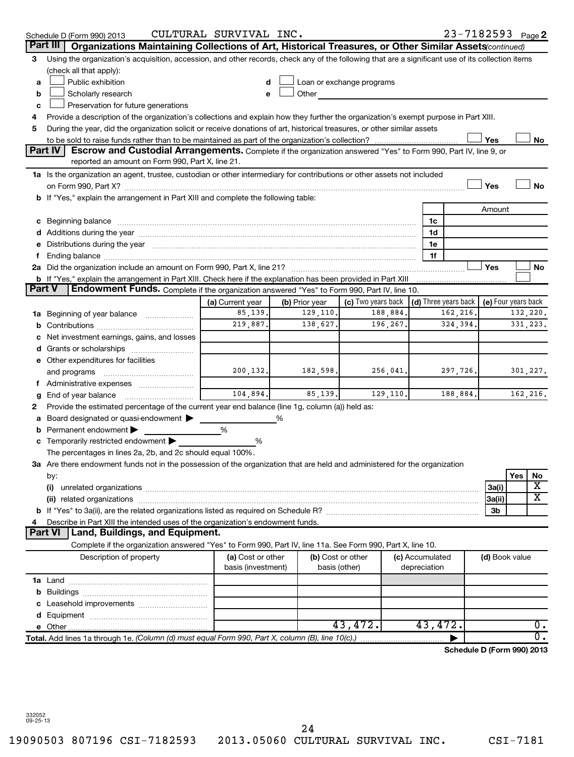Schedule D (Form 990) 2013 CULTURAL SURVIVAL INC. 23-7182593 Page 2

## Part III Organizations Maintaining Collections of Art, Historical Treasures, or Other Similar Assets *(continued)*

3 Using the organization's acquisition, accession, and other records, check any of the following that are a significant use of its collection items (check all that apply):

- a ☐ Public exhibition
- b ☐ Scholarly research
- c ☐ Preservation for future generations
- d ☐ Loan or exchange programs
- e ☐ Other

4 Provide a description of the organization's collections and explain how they further the organization's exempt purpose in Part XIII.

5 During the year, did the organization solicit or receive donations of art, historical treasures, or other similar assets to be sold to raise funds rather than to be maintained as part of the organization's collection? ☐ Yes ☐ No

## Part IV Escrow and Custodial Arrangements.

Complete if the organization answered "Yes" to Form 990, Part IV, line 9, or reported an amount on Form 990, Part X, line 21.

1a Is the organization an agent, trustee, custodian or other intermediary for contributions or other assets not included on Form 990, Part X? ☐ Yes ☐ No

b If "Yes," explain the arrangement in Part XIII and complete the following table:

| | | Amount |
|---|---|---|
| c Beginning balance | 1c | |
| d Additions during the year | 1d | |
| e Distributions during the year | 1e | |
| f Ending balance | 1f | |

2a Did the organization include an amount on Form 990, Part X, line 21? ☐ Yes ☐ No

b If "Yes," explain the arrangement in Part XIII. Check here if the explanation has been provided in Part XIII ☐

## Part V Endowment Funds.

Complete if the organization answered "Yes" to Form 990, Part IV, line 10.

| | (a) Current year | (b) Prior year | (c) Two years back | (d) Three years back | (e) Four years back |
|---|---|---|---|---|---|
| 1a Beginning of year balance | 85,139. | 129,110. | 188,884. | 162,216. | 132,220. |
| b Contributions | 219,887. | 138,627. | 196,267. | 324,394. | 331,223. |
| c Net investment earnings, gains, and losses | | | | | |
| d Grants or scholarships | | | | | |
| e Other expenditures for facilities and programs | 200,132. | 182,598. | 256,041. | 297,726. | 301,227. |
| f Administrative expenses | | | | | |
| g End of year balance | 104,894. | 85,139. | 129,110. | 188,884. | 162,216. |

2 Provide the estimated percentage of the current year end balance (line 1g, column (a)) held as:

- a Board designated or quasi-endowment ▶ ______ %
- b Permanent endowment ▶ ______ %
- c Temporarily restricted endowment ▶ ______ %

The percentages in lines 2a, 2b, and 2c should equal 100%.

3a Are there endowment funds not in the possession of the organization that are held and administered for the organization by:

| | | Yes | No |
|---|---|---|---|
| (i) unrelated organizations | 3a(i) | | X |
| (ii) related organizations | 3a(ii) | | X |
| b If "Yes" to 3a(ii), are the related organizations listed as required on Schedule R? | 3b | | |

4 Describe in Part XIII the intended uses of the organization's endowment funds.

## Part VI Land, Buildings, and Equipment.

Complete if the organization answered "Yes" to Form 990, Part IV, line 11a. See Form 990, Part X, line 10.

| Description of property | (a) Cost or other basis (investment) | (b) Cost or other basis (other) | (c) Accumulated depreciation | (d) Book value |
|---|---|---|---|---|
| 1a Land | | | | |
| b Buildings | | | | |
| c Leasehold improvements | | | | |
| d Equipment | | | | |
| e Other | | 43,472. | 43,472. | 0. |
| **Total.** Add lines 1a through 1e. *(Column (d) must equal Form 990, Part X, column (B), line 10(c).)* ▶ | | | | 0. |

**Schedule D (Form 990) 2013**

332052 09-25-13

19090503 807196 CSI-7182593 2013.05060 CULTURAL SURVIVAL INC. CSI-7181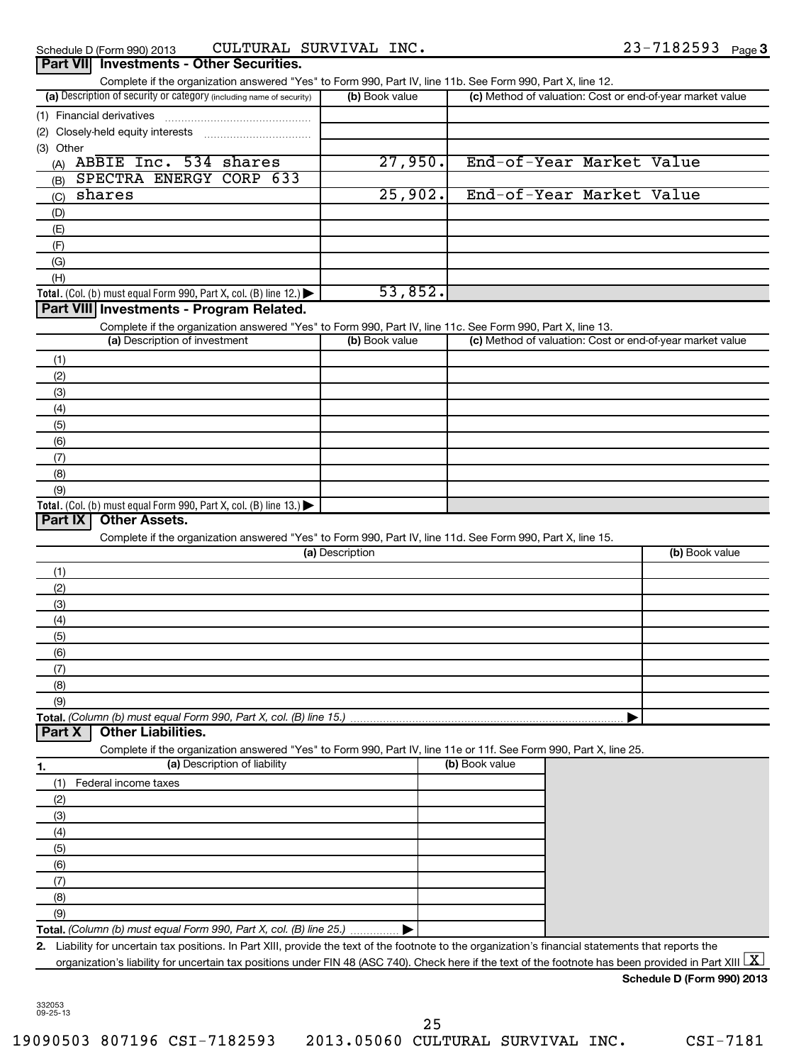Schedule D (Form 990) 2013 CULTURAL SURVIVAL INC. 23-7182593

## Part VII Investments - Other Securities.

Complete if the organization answered "Yes" to Form 990, Part IV, line 11b. See Form 990, Part X, line 12.

| (a) Description of security or category (including name of security) | (b) Book value | (c) Method of valuation: Cost or end-of-year market value |
|---|---|---|
| (1) Financial derivatives | | |
| (2) Closely-held equity interests | | |
| (3) Other | | |
| (A) ABBIE Inc. 534 shares | 27,950. | End-of-Year Market Value |
| (B) SPECTRA ENERGY CORP 633 | | |
| (C) shares | 25,902. | End-of-Year Market Value |
| (D) | | |
| (E) | | |
| (F) | | |
| (G) | | |
| (H) | | |
| **Total.** (Col. (b) must equal Form 990, Part X, col. (B) line 12.) | 53,852. | |

## Part VIII Investments - Program Related.

Complete if the organization answered "Yes" to Form 990, Part IV, line 11c. See Form 990, Part X, line 13.

| (a) Description of investment | (b) Book value | (c) Method of valuation: Cost or end-of-year market value |
|---|---|---|
| (1) | | |
| (2) | | |
| (3) | | |
| (4) | | |
| (5) | | |
| (6) | | |
| (7) | | |
| (8) | | |
| (9) | | |
| **Total.** (Col. (b) must equal Form 990, Part X, col. (B) line 13.) | | |

## Part IX Other Assets.

Complete if the organization answered "Yes" to Form 990, Part IV, line 11d. See Form 990, Part X, line 15.

| (a) Description | (b) Book value |
|---|---|
| (1) | |
| (2) | |
| (3) | |
| (4) | |
| (5) | |
| (6) | |
| (7) | |
| (8) | |
| (9) | |
| **Total.** *(Column (b) must equal Form 990, Part X, col. (B) line 15.)* | |

## Part X Other Liabilities.

Complete if the organization answered "Yes" to Form 990, Part IV, line 11e or 11f. See Form 990, Part X, line 25.

| 1. (a) Description of liability | (b) Book value |
|---|---|
| (1) Federal income taxes | |
| (2) | |
| (3) | |
| (4) | |
| (5) | |
| (6) | |
| (7) | |
| (8) | |
| (9) | |
| **Total.** *(Column (b) must equal Form 990, Part X, col. (B) line 25.)* | |

**2.** Liability for uncertain tax positions. In Part XIII, provide the text of the footnote to the organization's financial statements that reports the organization's liability for uncertain tax positions under FIN 48 (ASC 740). Check here if the text of the footnote has been provided in Part XIII [X]

**Schedule D (Form 990) 2013**

332053 09-25-13

19090503 807196 CSI-7182593 2013.05060 CULTURAL SURVIVAL INC. CSI-7181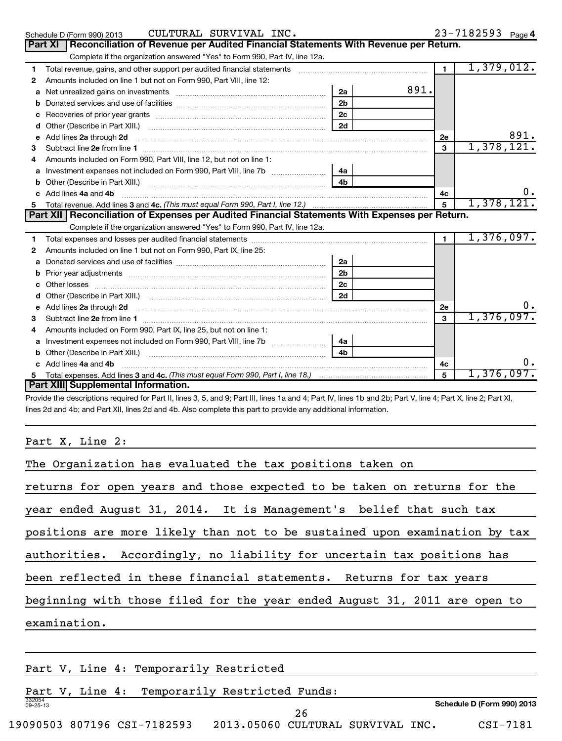Schedule D (Form 990) 2013 CULTURAL SURVIVAL INC. 23-7182593 Page 4

## Part XI Reconciliation of Revenue per Audited Financial Statements With Revenue per Return.

Complete if the organization answered "Yes" to Form 990, Part IV, line 12a.

| | | | | | |
|---|---|---|---|---|---|
| 1 | Total revenue, gains, and other support per audited financial statements | | | 1 | 1,379,012. |
| 2 | Amounts included on line 1 but not on Form 990, Part VIII, line 12: | | | | |
| a | Net unrealized gains on investments | 2a | 891. | | |
| b | Donated services and use of facilities | 2b | | | |
| c | Recoveries of prior year grants | 2c | | | |
| d | Other (Describe in Part XIII.) | 2d | | | |
| e | Add lines 2a through 2d | | | 2e | 891. |
| 3 | Subtract line 2e from line 1 | | | 3 | 1,378,121. |
| 4 | Amounts included on Form 990, Part VIII, line 12, but not on line 1: | | | | |
| a | Investment expenses not included on Form 990, Part VIII, line 7b | 4a | | | |
| b | Other (Describe in Part XIII.) | 4b | | | |
| c | Add lines 4a and 4b | | | 4c | 0. |
| 5 | Total revenue. Add lines 3 and 4c. *(This must equal Form 990, Part I, line 12.)* | | | 5 | 1,378,121. |

## Part XII Reconciliation of Expenses per Audited Financial Statements With Expenses per Return.

Complete if the organization answered "Yes" to Form 990, Part IV, line 12a.

| | | | | | |
|---|---|---|---|---|---|
| 1 | Total expenses and losses per audited financial statements | | | 1 | 1,376,097. |
| 2 | Amounts included on line 1 but not on Form 990, Part IX, line 25: | | | | |
| a | Donated services and use of facilities | 2a | | | |
| b | Prior year adjustments | 2b | | | |
| c | Other losses | 2c | | | |
| d | Other (Describe in Part XIII.) | 2d | | | |
| e | Add lines 2a through 2d | | | 2e | 0. |
| 3 | Subtract line 2e from line 1 | | | 3 | 1,376,097. |
| 4 | Amounts included on Form 990, Part IX, line 25, but not on line 1: | | | | |
| a | Investment expenses not included on Form 990, Part VIII, line 7b | 4a | | | |
| b | Other (Describe in Part XIII.) | 4b | | | |
| c | Add lines 4a and 4b | | | 4c | 0. |
| 5 | Total expenses. Add lines 3 and 4c. *(This must equal Form 990, Part I, line 18.)* | | | 5 | 1,376,097. |

## Part XIII Supplemental Information.

Provide the descriptions required for Part II, lines 3, 5, and 9; Part III, lines 1a and 4; Part IV, lines 1b and 2b; Part V, line 4; Part X, line 2; Part XI, lines 2d and 4b; and Part XII, lines 2d and 4b. Also complete this part to provide any additional information.

Part X, Line 2:

The Organization has evaluated the tax positions taken on returns for open years and those expected to be taken on returns for the year ended August 31, 2014. It is Management's belief that such tax positions are more likely than not to be sustained upon examination by tax authorities. Accordingly, no liability for uncertain tax positions has been reflected in these financial statements. Returns for tax years beginning with those filed for the year ended August 31, 2011 are open to examination.

Part V, Line 4: Temporarily Restricted

Part V, Line 4: Temporarily Restricted Funds:

332054 09-25-13 Schedule D (Form 990) 2013

19090503 807196 CSI-7182593 2013.05060 CULTURAL SURVIVAL INC. CSI-7181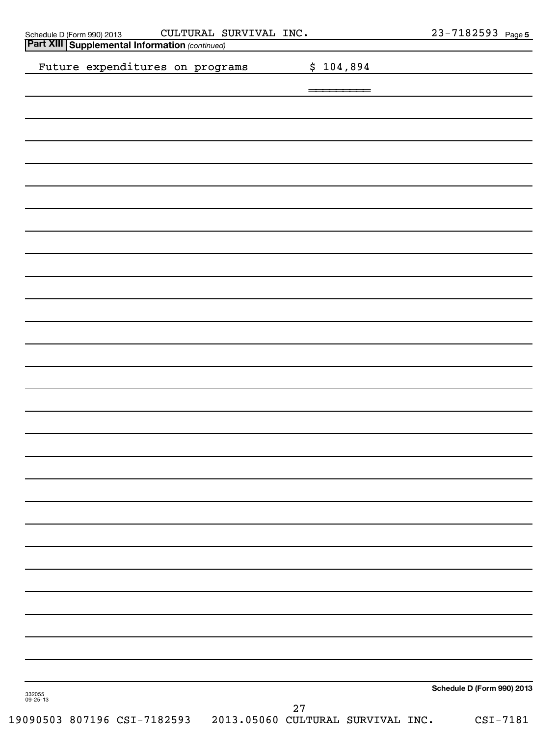Schedule D (Form 990) 2013 CULTURAL SURVIVAL INC. 23-7182593 Page 5

**Part XIII Supplemental Information** *(continued)*

Future expenditures on programs $ 104,894

**Schedule D (Form 990) 2013**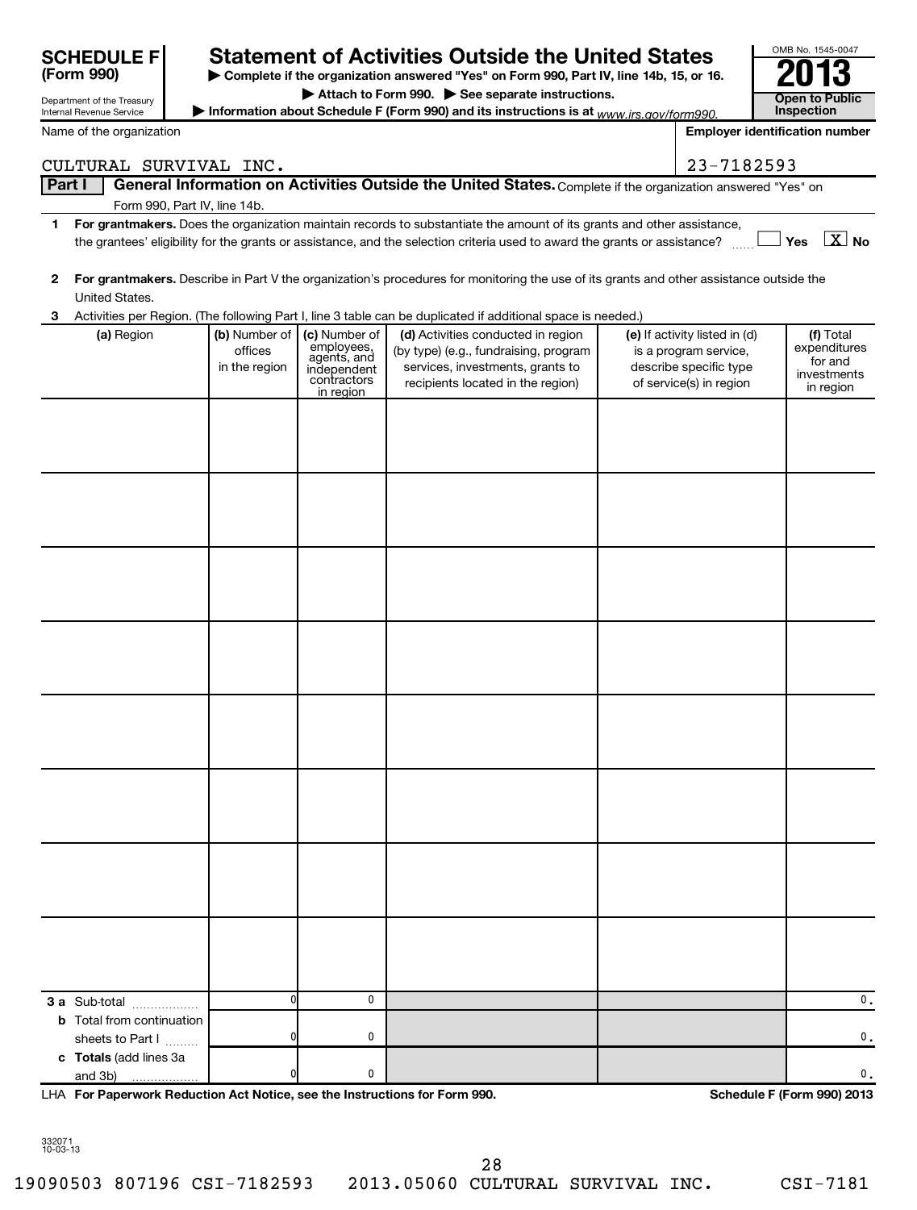**SCHEDULE F (Form 990)**

Department of the Treasury
Internal Revenue Service

# Statement of Activities Outside the United States

▶ Complete if the organization answered "Yes" on Form 990, Part IV, line 14b, 15, or 16.
▶ Attach to Form 990. ▶ See separate instructions.
▶ Information about Schedule F (Form 990) and its instructions is at www.irs.gov/form990.

OMB No. 1545-0047

**2013**

**Open to Public Inspection**

Name of the organization: CULTURAL SURVIVAL INC.

Employer identification number: 23-7182593

**Part I** **General Information on Activities Outside the United States.** Complete if the organization answered "Yes" on Form 990, Part IV, line 14b.

1 **For grantmakers.** Does the organization maintain records to substantiate the amount of its grants and other assistance, the grantees' eligibility for the grants or assistance, and the selection criteria used to award the grants or assistance? ☐ Yes ☒ No

2 **For grantmakers.** Describe in Part V the organization's procedures for monitoring the use of its grants and other assistance outside the United States.

3 Activities per Region. (The following Part I, line 3 table can be duplicated if additional space is needed.)

| (a) Region | (b) Number of offices in the region | (c) Number of employees, agents, and independent contractors in region | (d) Activities conducted in region (by type) (e.g., fundraising, program services, investments, grants to recipients located in the region) | (e) If activity listed in (d) is a program service, describe specific type of service(s) in region | (f) Total expenditures for and investments in region |
|---|---|---|---|---|---|
| | | | | | |
| | | | | | |
| | | | | | |
| | | | | | |
| | | | | | |
| | | | | | |
| | | | | | |
| | | | | | |
| **3 a** Sub-total | 0 | 0 | | | 0. |
| **b** Total from continuation sheets to Part I | 0 | 0 | | | 0. |
| **c Totals** (add lines 3a and 3b) | 0 | 0 | | | 0. |

LHA **For Paperwork Reduction Act Notice, see the Instructions for Form 990.** **Schedule F (Form 990) 2013**

332071 10-03-13

19090503 807196 CSI-7182593 2013.05060 CULTURAL SURVIVAL INC. CSI-7181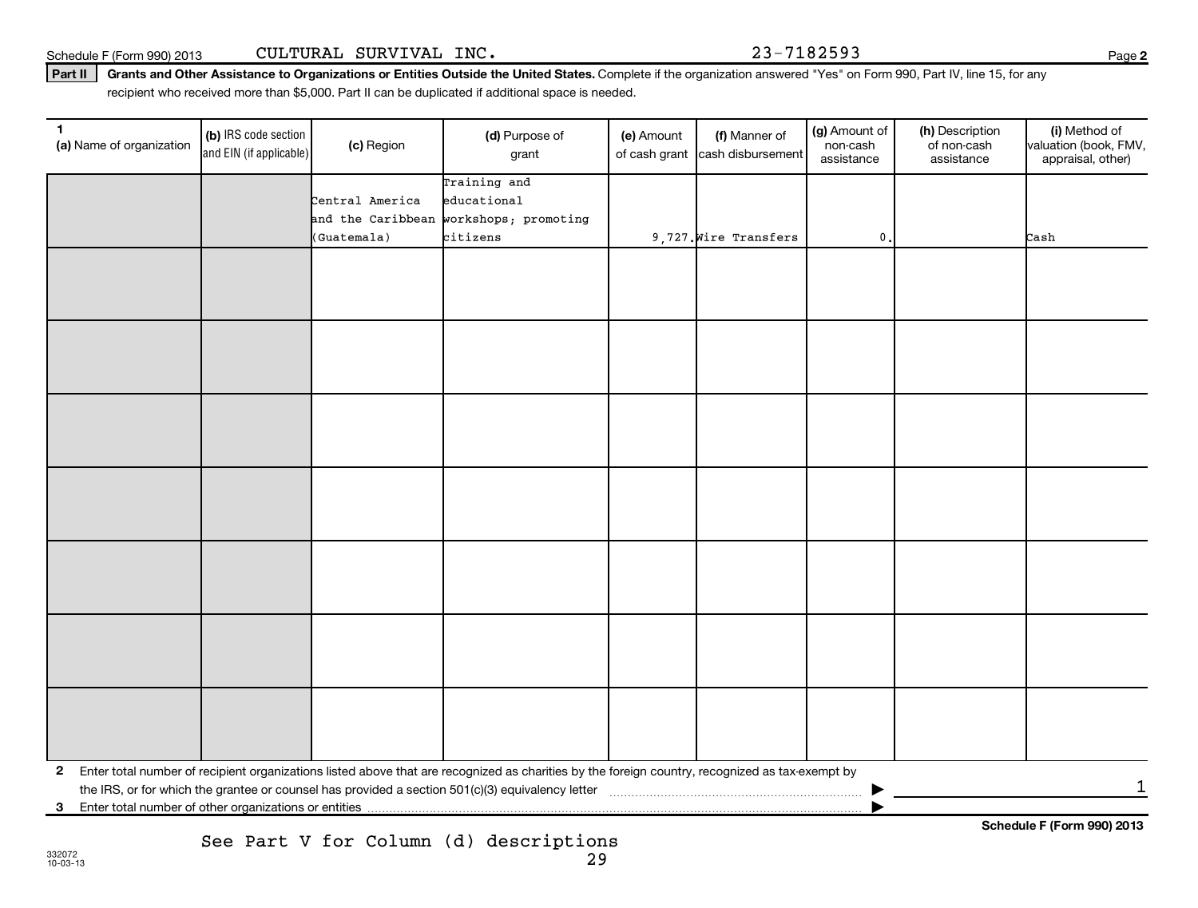Schedule F (Form 990) 2013 CULTURAL SURVIVAL INC. 23-7182593

**Part II** **Grants and Other Assistance to Organizations or Entities Outside the United States.** Complete if the organization answered "Yes" on Form 990, Part IV, line 15, for any recipient who received more than $5,000. Part II can be duplicated if additional space is needed.

| 1 (a) Name of organization | (b) IRS code section and EIN (if applicable) | (c) Region | (d) Purpose of grant | (e) Amount of cash grant | (f) Manner of cash disbursement | (g) Amount of non-cash assistance | (h) Description of non-cash assistance | (i) Method of valuation (book, FMV, appraisal, other) |
|---|---|---|---|---|---|---|---|---|
| | | Central America and the Caribbean (Guatemala) | Training and educational workshops; promoting citizens | 9,727. | Wire Transfers | 0. | | Cash |
| | | | | | | | | |
| | | | | | | | | |
| | | | | | | | | |
| | | | | | | | | |
| | | | | | | | | |
| | | | | | | | | |
| | | | | | | | | |

**2** Enter total number of recipient organizations listed above that are recognized as charities by the foreign country, recognized as tax-exempt by the IRS, or for which the grantee or counsel has provided a section 501(c)(3) equivalency letter ▶ 1

**3** Enter total number of other organizations or entities ▶

**Schedule F (Form 990) 2013**

See Part V for Column (d) descriptions

332072
10-03-13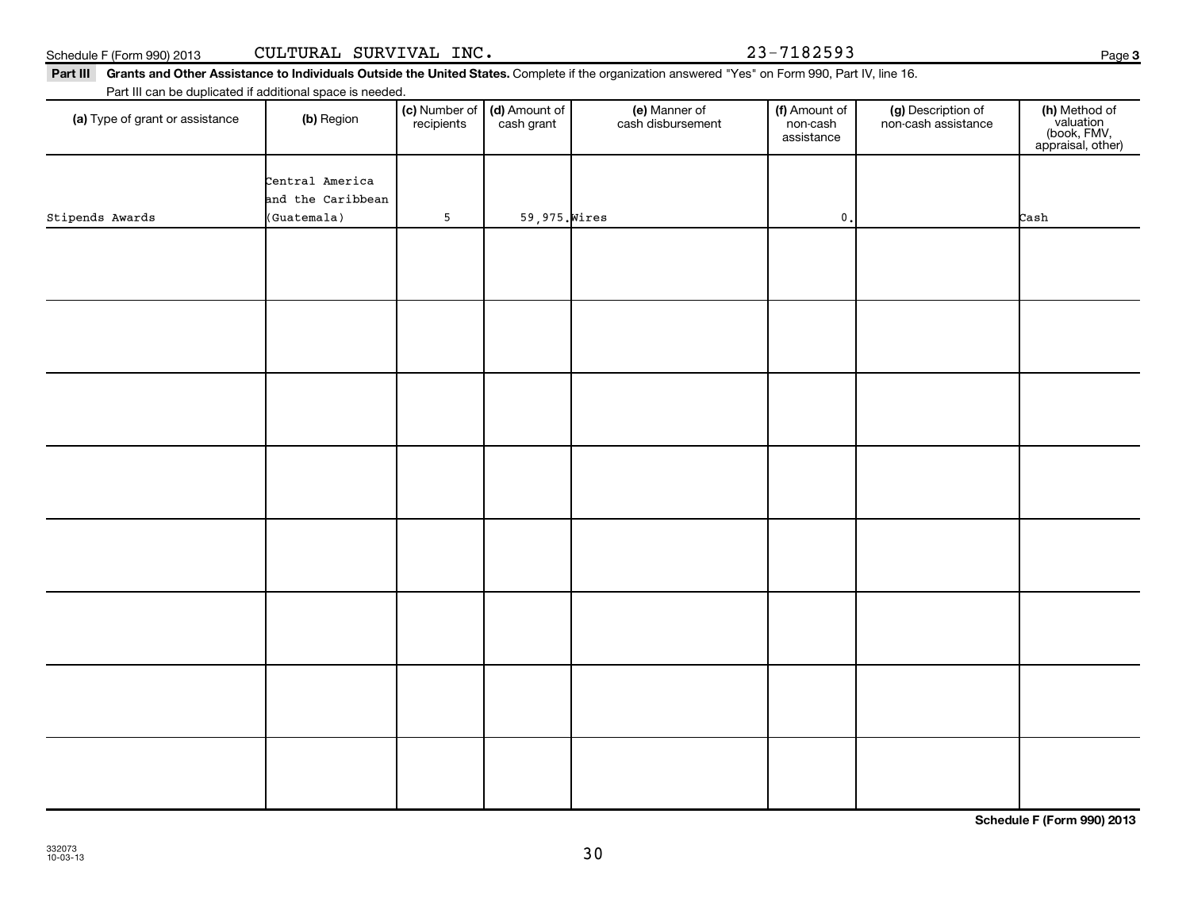Schedule F (Form 990) 2013 CULTURAL SURVIVAL INC. 23-7182593

**Part III Grants and Other Assistance to Individuals Outside the United States.** Complete if the organization answered "Yes" on Form 990, Part IV, line 16.

Part III can be duplicated if additional space is needed.

| (a) Type of grant or assistance | (b) Region | (c) Number of recipients | (d) Amount of cash grant | (e) Manner of cash disbursement | (f) Amount of non-cash assistance | (g) Description of non-cash assistance | (h) Method of valuation (book, FMV, appraisal, other) |
|---|---|---|---|---|---|---|---|
| Stipends Awards | Central America and the Caribbean (Guatemala) | 5 | 59,975. | Wires | 0. | | Cash |
| | | | | | | | |
| | | | | | | | |
| | | | | | | | |
| | | | | | | | |
| | | | | | | | |
| | | | | | | | |
| | | | | | | | |
| | | | | | | | |

**Schedule F (Form 990) 2013**

332073
10-03-13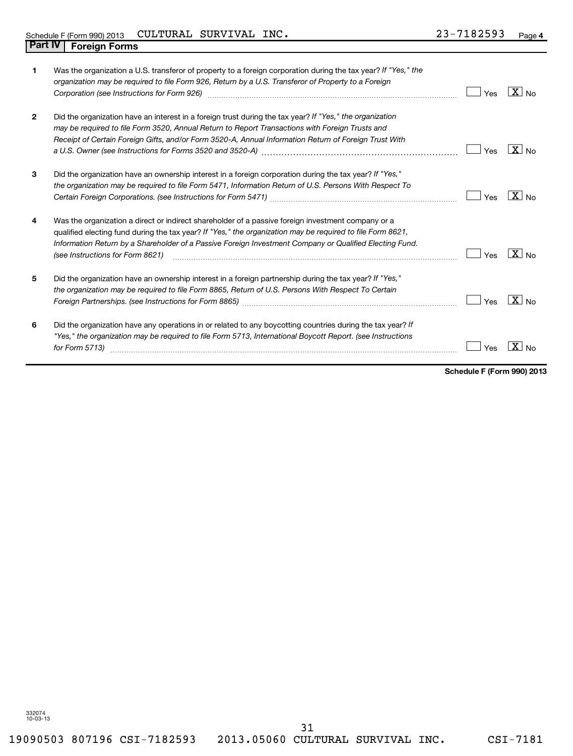Schedule F (Form 990) 2013 CULTURAL SURVIVAL INC. 23-7182593 Page 4

## Part IV Foreign Forms

| | | | |
|---|---|---|---|
| **1** | Was the organization a U.S. transferor of property to a foreign corporation during the tax year? *If "Yes," the organization may be required to file Form 926, Return by a U.S. Transferor of Property to a Foreign Corporation (see Instructions for Form 926)* | ☐ Yes | ☒ No |
| **2** | Did the organization have an interest in a foreign trust during the tax year? *If "Yes," the organization may be required to file Form 3520, Annual Return to Report Transactions with Foreign Trusts and Receipt of Certain Foreign Gifts, and/or Form 3520-A, Annual Information Return of Foreign Trust With a U.S. Owner (see Instructions for Forms 3520 and 3520-A)* | ☐ Yes | ☒ No |
| **3** | Did the organization have an ownership interest in a foreign corporation during the tax year? *If "Yes," the organization may be required to file Form 5471, Information Return of U.S. Persons With Respect To Certain Foreign Corporations. (see Instructions for Form 5471)* | ☐ Yes | ☒ No |
| **4** | Was the organization a direct or indirect shareholder of a passive foreign investment company or a qualified electing fund during the tax year? *If "Yes," the organization may be required to file Form 8621, Information Return by a Shareholder of a Passive Foreign Investment Company or Qualified Electing Fund. (see Instructions for Form 8621)* | ☐ Yes | ☒ No |
| **5** | Did the organization have an ownership interest in a foreign partnership during the tax year? *If "Yes," the organization may be required to file Form 8865, Return of U.S. Persons With Respect To Certain Foreign Partnerships. (see Instructions for Form 8865)* | ☐ Yes | ☒ No |
| **6** | Did the organization have any operations in or related to any boycotting countries during the tax year? *If "Yes," the organization may be required to file Form 5713, International Boycott Report. (see Instructions for Form 5713)* | ☐ Yes | ☒ No |

**Schedule F (Form 990) 2013**

332074
10-03-13

19090503 807196 CSI-7182593 2013.05060 CULTURAL SURVIVAL INC. CSI-7181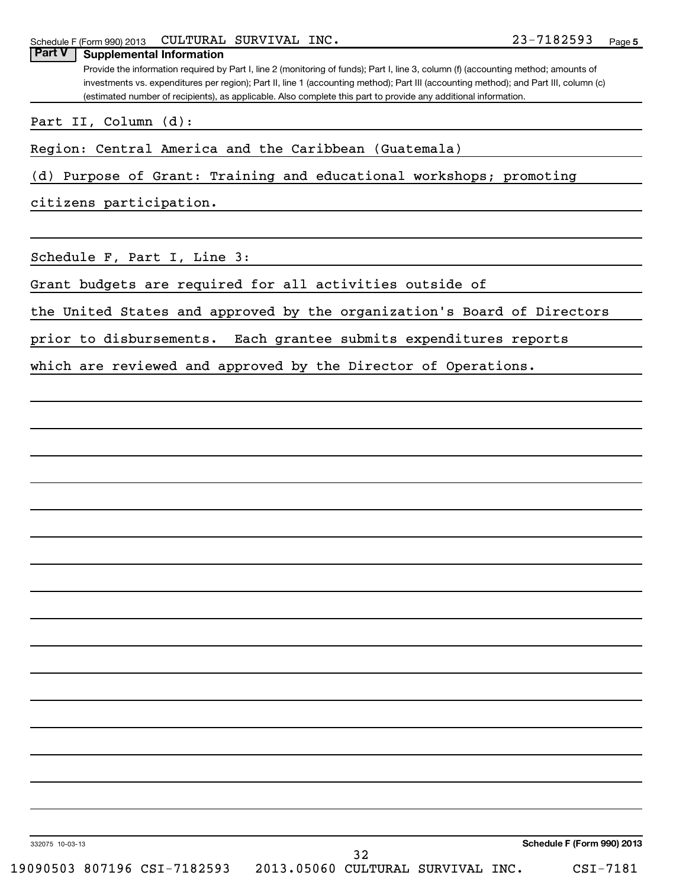Schedule F (Form 990) 2013 CULTURAL SURVIVAL INC. 23-7182593

## Part V Supplemental Information

Provide the information required by Part I, line 2 (monitoring of funds); Part I, line 3, column (f) (accounting method; amounts of investments vs. expenditures per region); Part II, line 1 (accounting method); Part III (accounting method); and Part III, column (c) (estimated number of recipients), as applicable. Also complete this part to provide any additional information.

Part II, Column (d):

Region: Central America and the Caribbean (Guatemala)

(d) Purpose of Grant: Training and educational workshops; promoting citizens participation.

Schedule F, Part I, Line 3:

Grant budgets are required for all activities outside of the United States and approved by the organization's Board of Directors prior to disbursements. Each grantee submits expenditures reports which are reviewed and approved by the Director of Operations.

332075 10-03-13

Schedule F (Form 990) 2013

19090503 807196 CSI-7182593 2013.05060 CULTURAL SURVIVAL INC. CSI-7181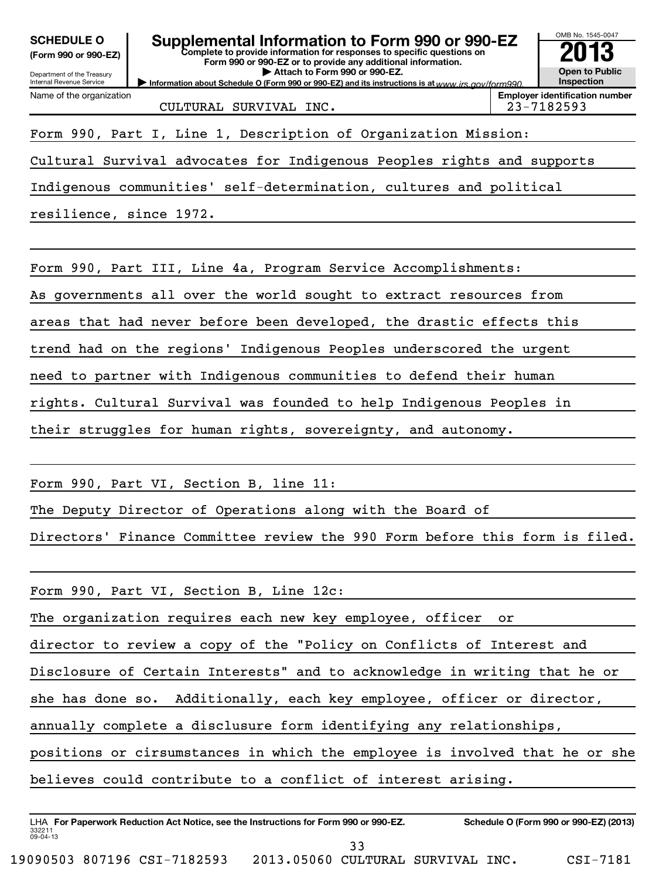**SCHEDULE O (Form 990 or 990-EZ)**

Department of the Treasury
Internal Revenue Service

# Supplemental Information to Form 990 or 990-EZ

**Complete to provide information for responses to specific questions on Form 990 or 990-EZ or to provide any additional information.**

**▶ Attach to Form 990 or 990-EZ.**

**▶ Information about Schedule O (Form 990 or 990-EZ) and its instructions is at** *www.irs.gov/form990.*

OMB No. 1545-0047

**2013**

**Open to Public Inspection**

| Name of the organization | Employer identification number |
|---|---|
| CULTURAL SURVIVAL INC. | 23-7182593 |

Form 990, Part I, Line 1, Description of Organization Mission:

Cultural Survival advocates for Indigenous Peoples rights and supports Indigenous communities' self-determination, cultures and political resilience, since 1972.

Form 990, Part III, Line 4a, Program Service Accomplishments:

As governments all over the world sought to extract resources from areas that had never before been developed, the drastic effects this trend had on the regions' Indigenous Peoples underscored the urgent need to partner with Indigenous communities to defend their human rights. Cultural Survival was founded to help Indigenous Peoples in their struggles for human rights, sovereignty, and autonomy.

Form 990, Part VI, Section B, line 11:

The Deputy Director of Operations along with the Board of Directors' Finance Committee review the 990 Form before this form is filed.

Form 990, Part VI, Section B, Line 12c:

The organization requires each new key employee, officer or director to review a copy of the "Policy on Conflicts of Interest and Disclosure of Certain Interests" and to acknowledge in writing that he or she has done so. Additionally, each key employee, officer or director, annually complete a disclusure form identifying any relationships, positions or cirsumstances in which the employee is involved that he or she believes could contribute to a conflict of interest arising.

LHA **For Paperwork Reduction Act Notice, see the Instructions for Form 990 or 990-EZ.** **Schedule O (Form 990 or 990-EZ) (2013)**

332211
09-04-13

19090503 807196 CSI-7182593 2013.05060 CULTURAL SURVIVAL INC. CSI-7181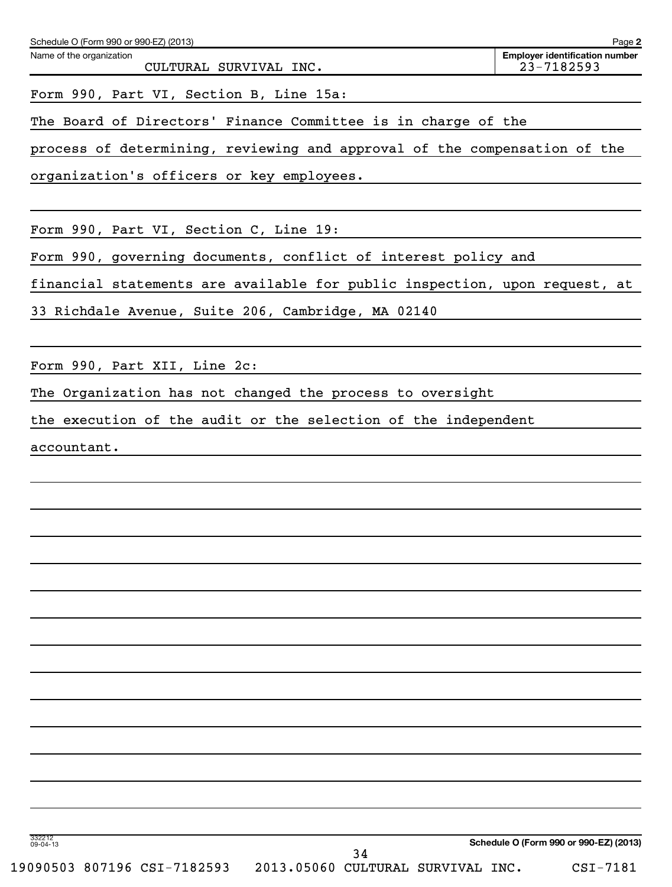Name of the organization: CULTURAL SURVIVAL INC.

Employer identification number: 23-7182593

Form 990, Part VI, Section B, Line 15a:

The Board of Directors' Finance Committee is in charge of the process of determining, reviewing and approval of the compensation of the organization's officers or key employees.

Form 990, Part VI, Section C, Line 19:

Form 990, governing documents, conflict of interest policy and financial statements are available for public inspection, upon request, at 33 Richdale Avenue, Suite 206, Cambridge, MA 02140

Form 990, Part XII, Line 2c:

The Organization has not changed the process to oversight the execution of the audit or the selection of the independent accountant.